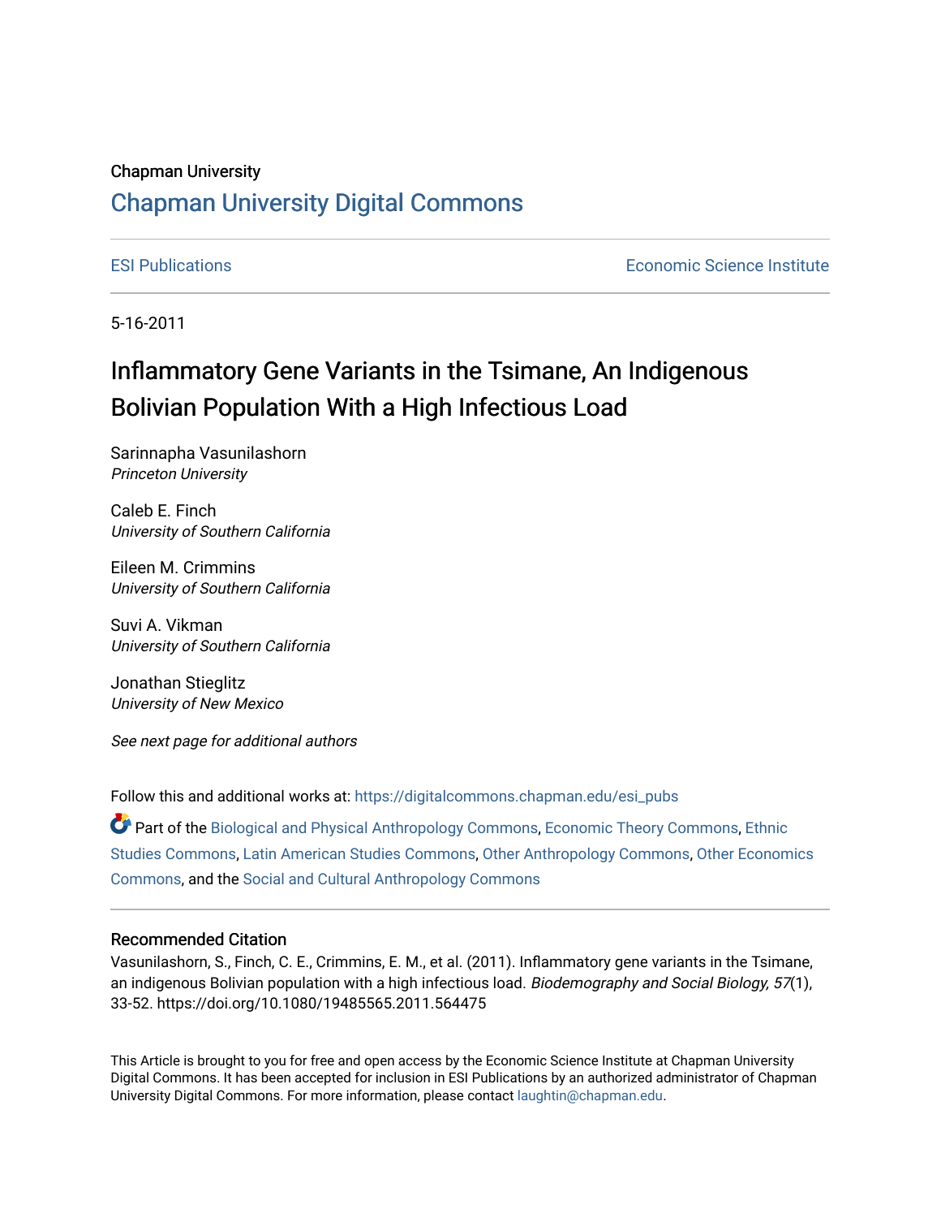Chapman University

## Chapman University Digital Commons

ESI Publications

Economic Science Institute

5-16-2011

# Inflammatory Gene Variants in the Tsimane, An Indigenous Bolivian Population With a High Infectious Load

Sarinnapha Vasunilashorn
*Princeton University*

Caleb E. Finch
*University of Southern California*

Eileen M. Crimmins
*University of Southern California*

Suvi A. Vikman
*University of Southern California*

Jonathan Stieglitz
*University of New Mexico*

*See next page for additional authors*

Follow this and additional works at: https://digitalcommons.chapman.edu/esi_pubs

Part of the Biological and Physical Anthropology Commons, Economic Theory Commons, Ethnic Studies Commons, Latin American Studies Commons, Other Anthropology Commons, Other Economics Commons, and the Social and Cultural Anthropology Commons

### Recommended Citation

Vasunilashorn, S., Finch, C. E., Crimmins, E. M., et al. (2011). Inflammatory gene variants in the Tsimane, an indigenous Bolivian population with a high infectious load. *Biodemography and Social Biology, 57*(1), 33-52. https://doi.org/10.1080/19485565.2011.564475

This Article is brought to you for free and open access by the Economic Science Institute at Chapman University Digital Commons. It has been accepted for inclusion in ESI Publications by an authorized administrator of Chapman University Digital Commons. For more information, please contact laughtin@chapman.edu.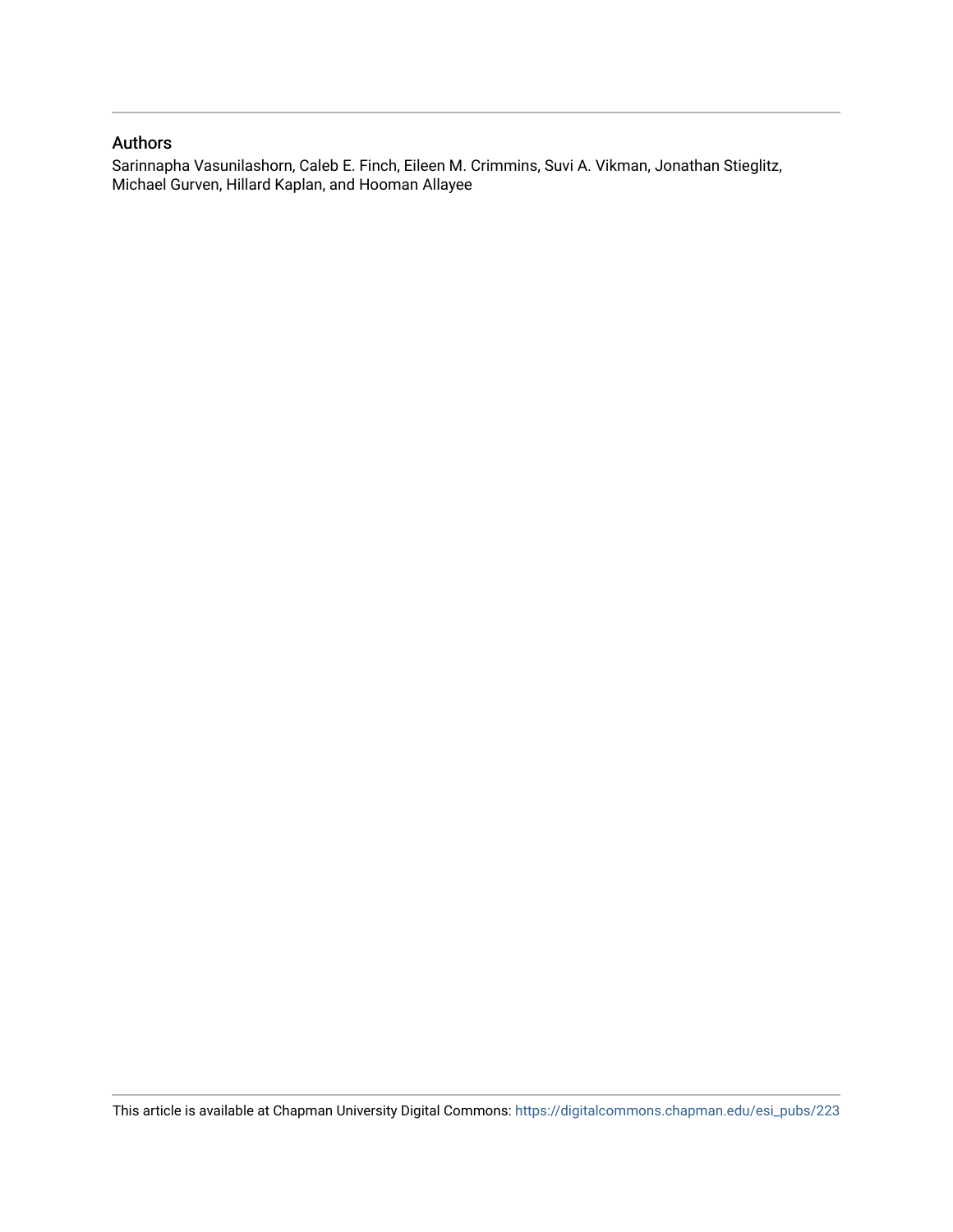## Authors

Sarinnapha Vasunilashorn, Caleb E. Finch, Eileen M. Crimmins, Suvi A. Vikman, Jonathan Stieglitz, Michael Gurven, Hillard Kaplan, and Hooman Allayee

This article is available at Chapman University Digital Commons: https://digitalcommons.chapman.edu/esi_pubs/223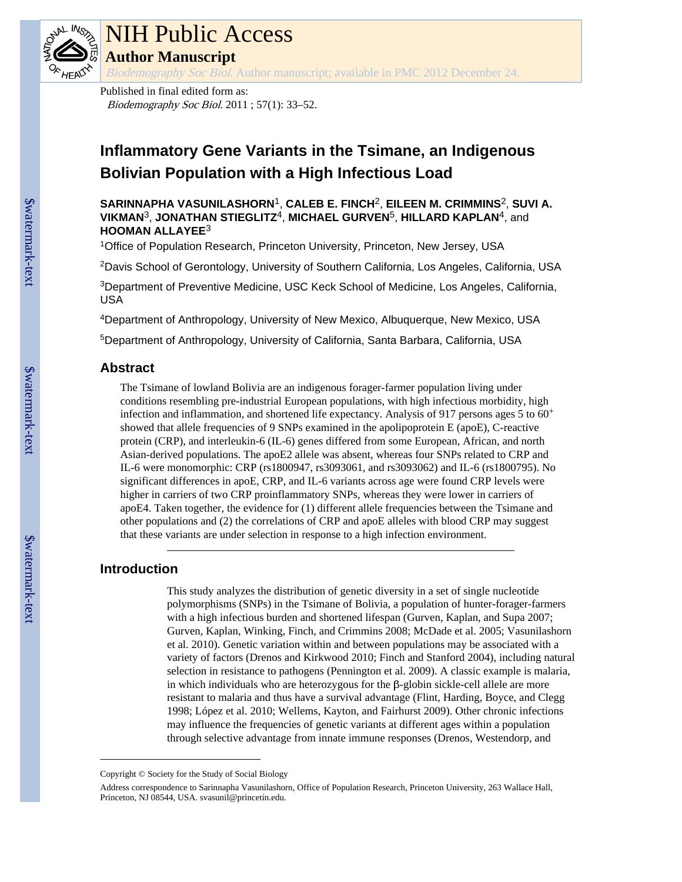# Inflammatory Gene Variants in the Tsimane, an Indigenous Bolivian Population with a High Infectious Load

**SARINNAPHA VASUNILASHORN**[1], **CALEB E. FINCH**[2], **EILEEN M. CRIMMINS**[2], **SUVI A. VIKMAN**[3], **JONATHAN STIEGLITZ**[4], **MICHAEL GURVEN**[5], **HILLARD KAPLAN**[4], and **HOOMAN ALLAYEE**[3]

[1]Office of Population Research, Princeton University, Princeton, New Jersey, USA

[2]Davis School of Gerontology, University of Southern California, Los Angeles, California, USA

[3]Department of Preventive Medicine, USC Keck School of Medicine, Los Angeles, California, USA

[4]Department of Anthropology, University of New Mexico, Albuquerque, New Mexico, USA

[5]Department of Anthropology, University of California, Santa Barbara, California, USA

## Abstract

The Tsimane of lowland Bolivia are an indigenous forager-farmer population living under conditions resembling pre-industrial European populations, with high infectious morbidity, high infection and inflammation, and shortened life expectancy. Analysis of 917 persons ages 5 to 60$^{+}$ showed that allele frequencies of 9 SNPs examined in the apolipoprotein E (apoE), C-reactive protein (CRP), and interleukin-6 (IL-6) genes differed from some European, African, and north Asian-derived populations. The apoE2 allele was absent, whereas four SNPs related to CRP and IL-6 were monomorphic: CRP (rs1800947, rs3093061, and rs3093062) and IL-6 (rs1800795). No significant differences in apoE, CRP, and IL-6 variants across age were found CRP levels were higher in carriers of two CRP proinflammatory SNPs, whereas they were lower in carriers of apoE4. Taken together, the evidence for (1) different allele frequencies between the Tsimane and other populations and (2) the correlations of CRP and apoE alleles with blood CRP may suggest that these variants are under selection in response to a high infection environment.

## Introduction

This study analyzes the distribution of genetic diversity in a set of single nucleotide polymorphisms (SNPs) in the Tsimane of Bolivia, a population of hunter-forager-farmers with a high infectious burden and shortened lifespan (Gurven, Kaplan, and Supa 2007; Gurven, Kaplan, Winking, Finch, and Crimmins 2008; McDade et al. 2005; Vasunilashorn et al. 2010). Genetic variation within and between populations may be associated with a variety of factors (Drenos and Kirkwood 2010; Finch and Stanford 2004), including natural selection in resistance to pathogens (Pennington et al. 2009). A classic example is malaria, in which individuals who are heterozygous for the β-globin sickle-cell allele are more resistant to malaria and thus have a survival advantage (Flint, Harding, Boyce, and Clegg 1998; López et al. 2010; Wellems, Kayton, and Fairhurst 2009). Other chronic infections may influence the frequencies of genetic variants at different ages within a population through selective advantage from innate immune responses (Drenos, Westendorp, and

Copyright © Society for the Study of Social Biology

Address correspondence to Sarinnapha Vasunilashorn, Office of Population Research, Princeton University, 263 Wallace Hall, Princeton, NJ 08544, USA. svasunil@princeton.edu.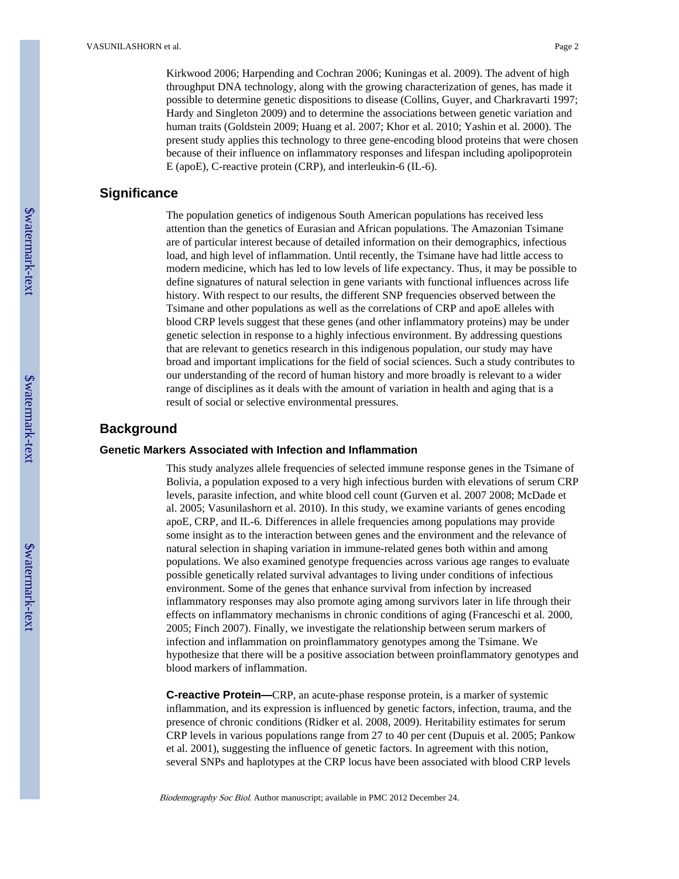Kirkwood 2006; Harpending and Cochran 2006; Kuningas et al. 2009). The advent of high throughput DNA technology, along with the growing characterization of genes, has made it possible to determine genetic dispositions to disease (Collins, Guyer, and Charkravarti 1997; Hardy and Singleton 2009) and to determine the associations between genetic variation and human traits (Goldstein 2009; Huang et al. 2007; Khor et al. 2010; Yashin et al. 2000). The present study applies this technology to three gene-encoding blood proteins that were chosen because of their influence on inflammatory responses and lifespan including apolipoprotein E (apoE), C-reactive protein (CRP), and interleukin-6 (IL-6).

## Significance

The population genetics of indigenous South American populations has received less attention than the genetics of Eurasian and African populations. The Amazonian Tsimane are of particular interest because of detailed information on their demographics, infectious load, and high level of inflammation. Until recently, the Tsimane have had little access to modern medicine, which has led to low levels of life expectancy. Thus, it may be possible to define signatures of natural selection in gene variants with functional influences across life history. With respect to our results, the different SNP frequencies observed between the Tsimane and other populations as well as the correlations of CRP and apoE alleles with blood CRP levels suggest that these genes (and other inflammatory proteins) may be under genetic selection in response to a highly infectious environment. By addressing questions that are relevant to genetics research in this indigenous population, our study may have broad and important implications for the field of social sciences. Such a study contributes to our understanding of the record of human history and more broadly is relevant to a wider range of disciplines as it deals with the amount of variation in health and aging that is a result of social or selective environmental pressures.

## Background

### Genetic Markers Associated with Infection and Inflammation

This study analyzes allele frequencies of selected immune response genes in the Tsimane of Bolivia, a population exposed to a very high infectious burden with elevations of serum CRP levels, parasite infection, and white blood cell count (Gurven et al. 2007 2008; McDade et al. 2005; Vasunilashorn et al. 2010). In this study, we examine variants of genes encoding apoE, CRP, and IL-6. Differences in allele frequencies among populations may provide some insight as to the interaction between genes and the environment and the relevance of natural selection in shaping variation in immune-related genes both within and among populations. We also examined genotype frequencies across various age ranges to evaluate possible genetically related survival advantages to living under conditions of infectious environment. Some of the genes that enhance survival from infection by increased inflammatory responses may also promote aging among survivors later in life through their effects on inflammatory mechanisms in chronic conditions of aging (Franceschi et al. 2000, 2005; Finch 2007). Finally, we investigate the relationship between serum markers of infection and inflammation on proinflammatory genotypes among the Tsimane. We hypothesize that there will be a positive association between proinflammatory genotypes and blood markers of inflammation.

**C-reactive Protein—**CRP, an acute-phase response protein, is a marker of systemic inflammation, and its expression is influenced by genetic factors, infection, trauma, and the presence of chronic conditions (Ridker et al. 2008, 2009). Heritability estimates for serum CRP levels in various populations range from 27 to 40 per cent (Dupuis et al. 2005; Pankow et al. 2001), suggesting the influence of genetic factors. In agreement with this notion, several SNPs and haplotypes at the CRP locus have been associated with blood CRP levels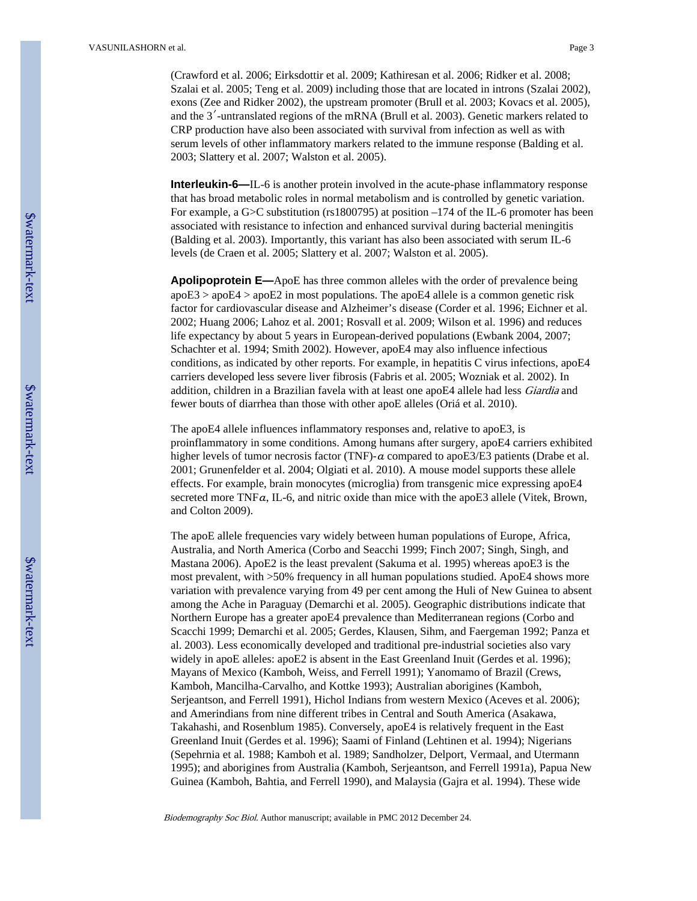(Crawford et al. 2006; Eirksdottir et al. 2009; Kathiresan et al. 2006; Ridker et al. 2008; Szalai et al. 2005; Teng et al. 2009) including those that are located in introns (Szalai 2002), exons (Zee and Ridker 2002), the upstream promoter (Brull et al. 2003; Kovacs et al. 2005), and the 3′-untranslated regions of the mRNA (Brull et al. 2003). Genetic markers related to CRP production have also been associated with survival from infection as well as with serum levels of other inflammatory markers related to the immune response (Balding et al. 2003; Slattery et al. 2007; Walston et al. 2005).

**Interleukin-6—**IL-6 is another protein involved in the acute-phase inflammatory response that has broad metabolic roles in normal metabolism and is controlled by genetic variation. For example, a G>C substitution (rs1800795) at position –174 of the IL-6 promoter has been associated with resistance to infection and enhanced survival during bacterial meningitis (Balding et al. 2003). Importantly, this variant has also been associated with serum IL-6 levels (de Craen et al. 2005; Slattery et al. 2007; Walston et al. 2005).

**Apolipoprotein E—**ApoE has three common alleles with the order of prevalence being apoE3 > apoE4 > apoE2 in most populations. The apoE4 allele is a common genetic risk factor for cardiovascular disease and Alzheimer's disease (Corder et al. 1996; Eichner et al. 2002; Huang 2006; Lahoz et al. 2001; Rosvall et al. 2009; Wilson et al. 1996) and reduces life expectancy by about 5 years in European-derived populations (Ewbank 2004, 2007; Schachter et al. 1994; Smith 2002). However, apoE4 may also influence infectious conditions, as indicated by other reports. For example, in hepatitis C virus infections, apoE4 carriers developed less severe liver fibrosis (Fabris et al. 2005; Wozniak et al. 2002). In addition, children in a Brazilian favela with at least one apoE4 allele had less *Giardia* and fewer bouts of diarrhea than those with other apoE alleles (Oriá et al. 2010).

The apoE4 allele influences inflammatory responses and, relative to apoE3, is proinflammatory in some conditions. Among humans after surgery, apoE4 carriers exhibited higher levels of tumor necrosis factor (TNF)-$\alpha$ compared to apoE3/E3 patients (Drabe et al. 2001; Grunenfelder et al. 2004; Olgiati et al. 2010). A mouse model supports these allele effects. For example, brain monocytes (microglia) from transgenic mice expressing apoE4 secreted more TNF$\alpha$, IL-6, and nitric oxide than mice with the apoE3 allele (Vitek, Brown, and Colton 2009).

The apoE allele frequencies vary widely between human populations of Europe, Africa, Australia, and North America (Corbo and Seacchi 1999; Finch 2007; Singh, Singh, and Mastana 2006). ApoE2 is the least prevalent (Sakuma et al. 1995) whereas apoE3 is the most prevalent, with >50% frequency in all human populations studied. ApoE4 shows more variation with prevalence varying from 49 per cent among the Huli of New Guinea to absent among the Ache in Paraguay (Demarchi et al. 2005). Geographic distributions indicate that Northern Europe has a greater apoE4 prevalence than Mediterranean regions (Corbo and Scacchi 1999; Demarchi et al. 2005; Gerdes, Klausen, Sihm, and Faergeman 1992; Panza et al. 2003). Less economically developed and traditional pre-industrial societies also vary widely in apoE alleles: apoE2 is absent in the East Greenland Inuit (Gerdes et al. 1996); Mayans of Mexico (Kamboh, Weiss, and Ferrell 1991); Yanomamo of Brazil (Crews, Kamboh, Mancilha-Carvalho, and Kottke 1993); Australian aborigines (Kamboh, Serjeantson, and Ferrell 1991), Hichol Indians from western Mexico (Aceves et al. 2006); and Amerindians from nine different tribes in Central and South America (Asakawa, Takahashi, and Rosenblum 1985). Conversely, apoE4 is relatively frequent in the East Greenland Inuit (Gerdes et al. 1996); Saami of Finland (Lehtinen et al. 1994); Nigerians (Sepehrnia et al. 1988; Kamboh et al. 1989; Sandholzer, Delport, Vermaal, and Utermann 1995); and aborigines from Australia (Kamboh, Serjeantson, and Ferrell 1991a), Papua New Guinea (Kamboh, Bahtia, and Ferrell 1990), and Malaysia (Gajra et al. 1994). These wide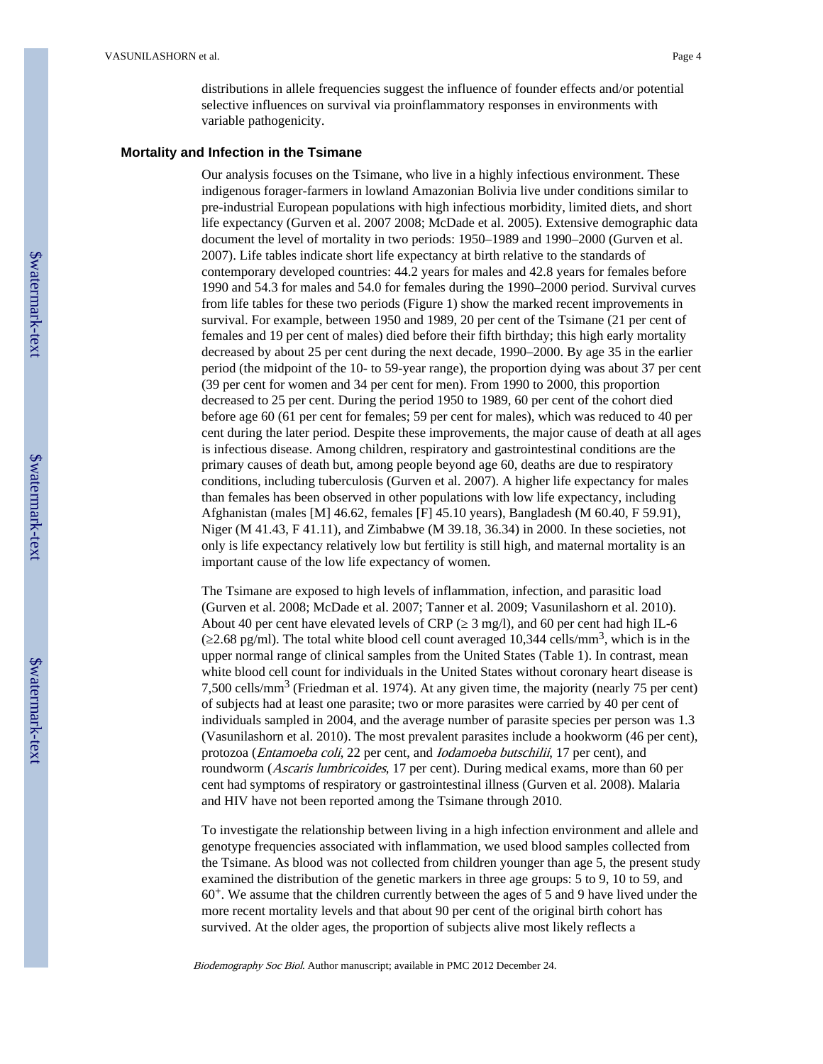distributions in allele frequencies suggest the influence of founder effects and/or potential selective influences on survival via proinflammatory responses in environments with variable pathogenicity.

## Mortality and Infection in the Tsimane

Our analysis focuses on the Tsimane, who live in a highly infectious environment. These indigenous forager-farmers in lowland Amazonian Bolivia live under conditions similar to pre-industrial European populations with high infectious morbidity, limited diets, and short life expectancy (Gurven et al. 2007 2008; McDade et al. 2005). Extensive demographic data document the level of mortality in two periods: 1950–1989 and 1990–2000 (Gurven et al. 2007). Life tables indicate short life expectancy at birth relative to the standards of contemporary developed countries: 44.2 years for males and 42.8 years for females before 1990 and 54.3 for males and 54.0 for females during the 1990–2000 period. Survival curves from life tables for these two periods (Figure 1) show the marked recent improvements in survival. For example, between 1950 and 1989, 20 per cent of the Tsimane (21 per cent of females and 19 per cent of males) died before their fifth birthday; this high early mortality decreased by about 25 per cent during the next decade, 1990–2000. By age 35 in the earlier period (the midpoint of the 10- to 59-year range), the proportion dying was about 37 per cent (39 per cent for women and 34 per cent for men). From 1990 to 2000, this proportion decreased to 25 per cent. During the period 1950 to 1989, 60 per cent of the cohort died before age 60 (61 per cent for females; 59 per cent for males), which was reduced to 40 per cent during the later period. Despite these improvements, the major cause of death at all ages is infectious disease. Among children, respiratory and gastrointestinal conditions are the primary causes of death but, among people beyond age 60, deaths are due to respiratory conditions, including tuberculosis (Gurven et al. 2007). A higher life expectancy for males than females has been observed in other populations with low life expectancy, including Afghanistan (males [M] 46.62, females [F] 45.10 years), Bangladesh (M 60.40, F 59.91), Niger (M 41.43, F 41.11), and Zimbabwe (M 39.18, 36.34) in 2000. In these societies, not only is life expectancy relatively low but fertility is still high, and maternal mortality is an important cause of the low life expectancy of women.

The Tsimane are exposed to high levels of inflammation, infection, and parasitic load (Gurven et al. 2008; McDade et al. 2007; Tanner et al. 2009; Vasunilashorn et al. 2010). About 40 per cent have elevated levels of CRP ($\geq$ 3 mg/l), and 60 per cent had high IL-6 ($\geq$2.68 pg/ml). The total white blood cell count averaged 10,344 cells/mm$^3$, which is in the upper normal range of clinical samples from the United States (Table 1). In contrast, mean white blood cell count for individuals in the United States without coronary heart disease is 7,500 cells/mm$^3$ (Friedman et al. 1974). At any given time, the majority (nearly 75 per cent) of subjects had at least one parasite; two or more parasites were carried by 40 per cent of individuals sampled in 2004, and the average number of parasite species per person was 1.3 (Vasunilashorn et al. 2010). The most prevalent parasites include a hookworm (46 per cent), protozoa (*Entamoeba coli*, 22 per cent, and *Iodamoeba butschilii*, 17 per cent), and roundworm (*Ascaris lumbricoides*, 17 per cent). During medical exams, more than 60 per cent had symptoms of respiratory or gastrointestinal illness (Gurven et al. 2008). Malaria and HIV have not been reported among the Tsimane through 2010.

To investigate the relationship between living in a high infection environment and allele and genotype frequencies associated with inflammation, we used blood samples collected from the Tsimane. As blood was not collected from children younger than age 5, the present study examined the distribution of the genetic markers in three age groups: 5 to 9, 10 to 59, and 60$^+$. We assume that the children currently between the ages of 5 and 9 have lived under the more recent mortality levels and that about 90 per cent of the original birth cohort has survived. At the older ages, the proportion of subjects alive most likely reflects a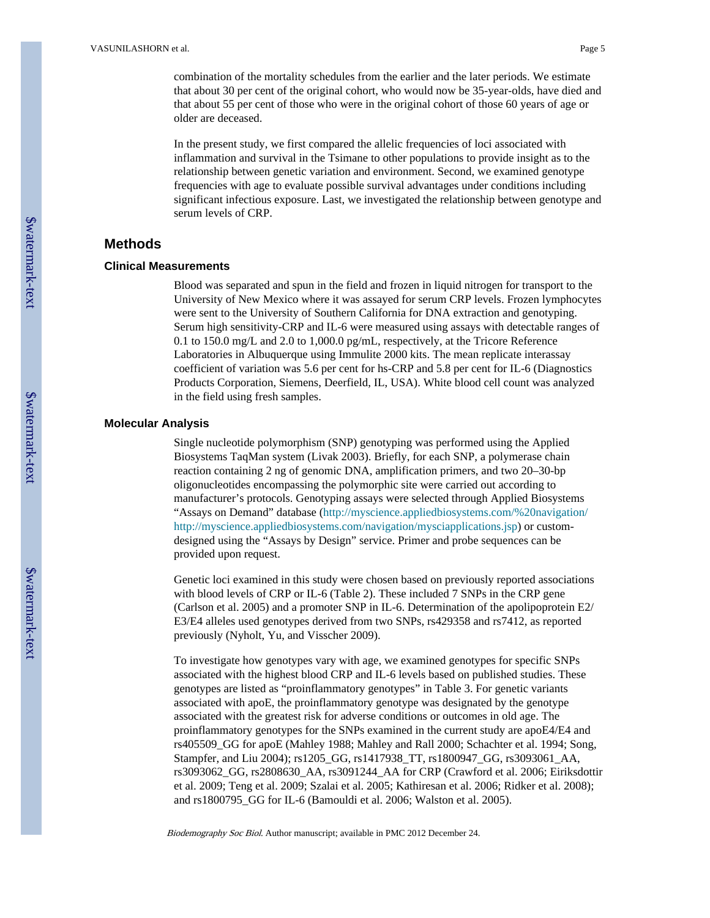combination of the mortality schedules from the earlier and the later periods. We estimate that about 30 per cent of the original cohort, who would now be 35-year-olds, have died and that about 55 per cent of those who were in the original cohort of those 60 years of age or older are deceased.

In the present study, we first compared the allelic frequencies of loci associated with inflammation and survival in the Tsimane to other populations to provide insight as to the relationship between genetic variation and environment. Second, we examined genotype frequencies with age to evaluate possible survival advantages under conditions including significant infectious exposure. Last, we investigated the relationship between genotype and serum levels of CRP.

## Methods

### Clinical Measurements

Blood was separated and spun in the field and frozen in liquid nitrogen for transport to the University of New Mexico where it was assayed for serum CRP levels. Frozen lymphocytes were sent to the University of Southern California for DNA extraction and genotyping. Serum high sensitivity-CRP and IL-6 were measured using assays with detectable ranges of 0.1 to 150.0 mg/L and 2.0 to 1,000.0 pg/mL, respectively, at the Tricore Reference Laboratories in Albuquerque using Immulite 2000 kits. The mean replicate interassay coefficient of variation was 5.6 per cent for hs-CRP and 5.8 per cent for IL-6 (Diagnostics Products Corporation, Siemens, Deerfield, IL, USA). White blood cell count was analyzed in the field using fresh samples.

### Molecular Analysis

Single nucleotide polymorphism (SNP) genotyping was performed using the Applied Biosystems TaqMan system (Livak 2003). Briefly, for each SNP, a polymerase chain reaction containing 2 ng of genomic DNA, amplification primers, and two 20–30-bp oligonucleotides encompassing the polymorphic site were carried out according to manufacturer's protocols. Genotyping assays were selected through Applied Biosystems "Assays on Demand" database (http://myscience.appliedbiosystems.com/%20navigation/ http://myscience.appliedbiosystems.com/navigation/mysciapplications.jsp) or custom-designed using the "Assays by Design" service. Primer and probe sequences can be provided upon request.

Genetic loci examined in this study were chosen based on previously reported associations with blood levels of CRP or IL-6 (Table 2). These included 7 SNPs in the CRP gene (Carlson et al. 2005) and a promoter SNP in IL-6. Determination of the apolipoprotein E2/E3/E4 alleles used genotypes derived from two SNPs, rs429358 and rs7412, as reported previously (Nyholt, Yu, and Visscher 2009).

To investigate how genotypes vary with age, we examined genotypes for specific SNPs associated with the highest blood CRP and IL-6 levels based on published studies. These genotypes are listed as "proinflammatory genotypes" in Table 3. For genetic variants associated with apoE, the proinflammatory genotype was designated by the genotype associated with the greatest risk for adverse conditions or outcomes in old age. The proinflammatory genotypes for the SNPs examined in the current study are apoE4/E4 and rs405509_GG for apoE (Mahley 1988; Mahley and Rall 2000; Schachter et al. 1994; Song, Stampfer, and Liu 2004); rs1205_GG, rs1417938_TT, rs1800947_GG, rs3093061_AA, rs3093062_GG, rs2808630_AA, rs3091244_AA for CRP (Crawford et al. 2006; Eiriksdottir et al. 2009; Teng et al. 2009; Szalai et al. 2005; Kathiresan et al. 2006; Ridker et al. 2008); and rs1800795_GG for IL-6 (Bamouldi et al. 2006; Walston et al. 2005).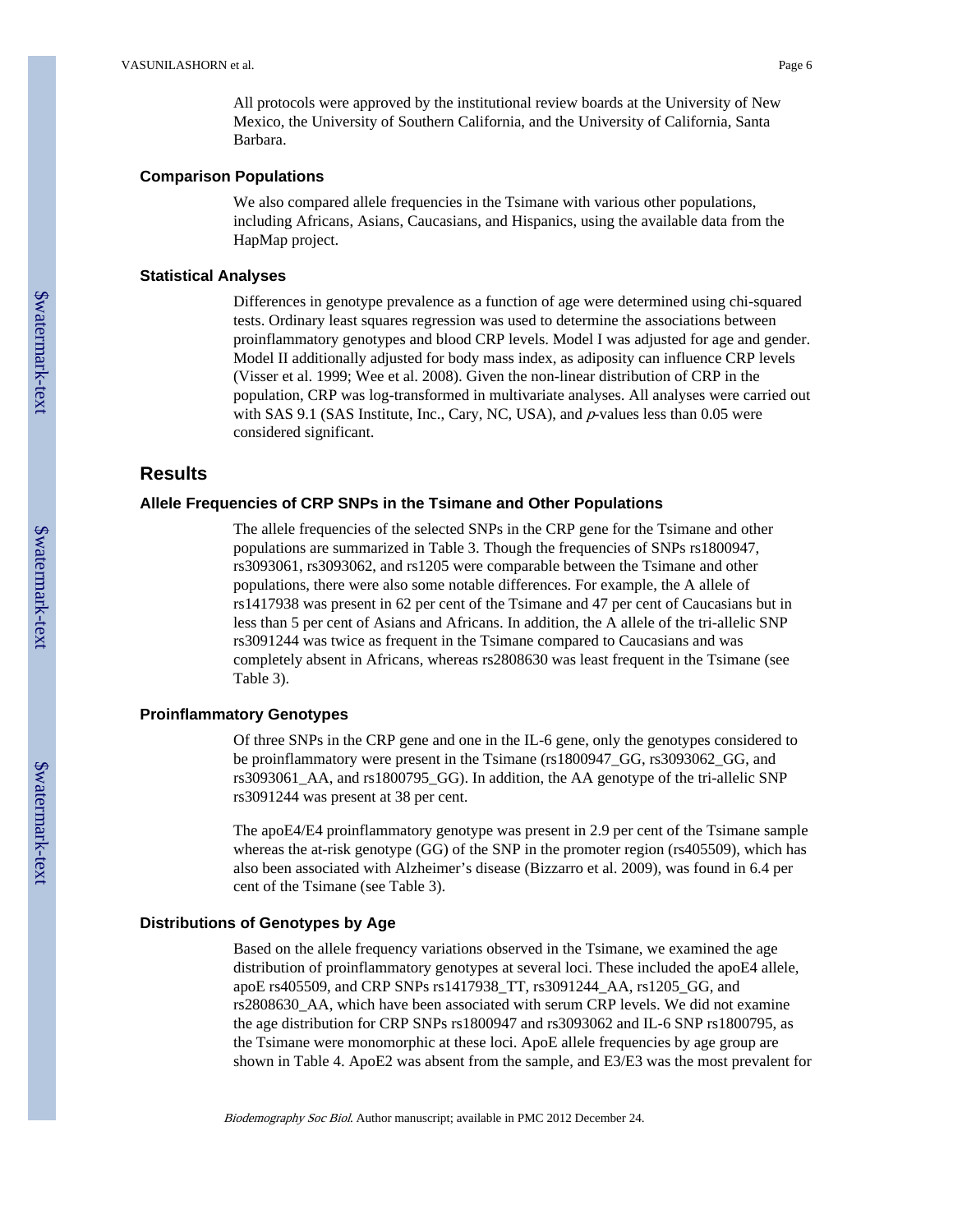All protocols were approved by the institutional review boards at the University of New Mexico, the University of Southern California, and the University of California, Santa Barbara.

### Comparison Populations

We also compared allele frequencies in the Tsimane with various other populations, including Africans, Asians, Caucasians, and Hispanics, using the available data from the HapMap project.

### Statistical Analyses

Differences in genotype prevalence as a function of age were determined using chi-squared tests. Ordinary least squares regression was used to determine the associations between proinflammatory genotypes and blood CRP levels. Model I was adjusted for age and gender. Model II additionally adjusted for body mass index, as adiposity can influence CRP levels (Visser et al. 1999; Wee et al. 2008). Given the non-linear distribution of CRP in the population, CRP was log-transformed in multivariate analyses. All analyses were carried out with SAS 9.1 (SAS Institute, Inc., Cary, NC, USA), and *p*-values less than 0.05 were considered significant.

## Results

### Allele Frequencies of CRP SNPs in the Tsimane and Other Populations

The allele frequencies of the selected SNPs in the CRP gene for the Tsimane and other populations are summarized in Table 3. Though the frequencies of SNPs rs1800947, rs3093061, rs3093062, and rs1205 were comparable between the Tsimane and other populations, there were also some notable differences. For example, the A allele of rs1417938 was present in 62 per cent of the Tsimane and 47 per cent of Caucasians but in less than 5 per cent of Asians and Africans. In addition, the A allele of the tri-allelic SNP rs3091244 was twice as frequent in the Tsimane compared to Caucasians and was completely absent in Africans, whereas rs2808630 was least frequent in the Tsimane (see Table 3).

### Proinflammatory Genotypes

Of three SNPs in the CRP gene and one in the IL-6 gene, only the genotypes considered to be proinflammatory were present in the Tsimane (rs1800947_GG, rs3093062_GG, and rs3093061_AA, and rs1800795_GG). In addition, the AA genotype of the tri-allelic SNP rs3091244 was present at 38 per cent.

The apoE4/E4 proinflammatory genotype was present in 2.9 per cent of the Tsimane sample whereas the at-risk genotype (GG) of the SNP in the promoter region (rs405509), which has also been associated with Alzheimer's disease (Bizzarro et al. 2009), was found in 6.4 per cent of the Tsimane (see Table 3).

### Distributions of Genotypes by Age

Based on the allele frequency variations observed in the Tsimane, we examined the age distribution of proinflammatory genotypes at several loci. These included the apoE4 allele, apoE rs405509, and CRP SNPs rs1417938_TT, rs3091244_AA, rs1205_GG, and rs2808630_AA, which have been associated with serum CRP levels. We did not examine the age distribution for CRP SNPs rs1800947 and rs3093062 and IL-6 SNP rs1800795, as the Tsimane were monomorphic at these loci. ApoE allele frequencies by age group are shown in Table 4. ApoE2 was absent from the sample, and E3/E3 was the most prevalent for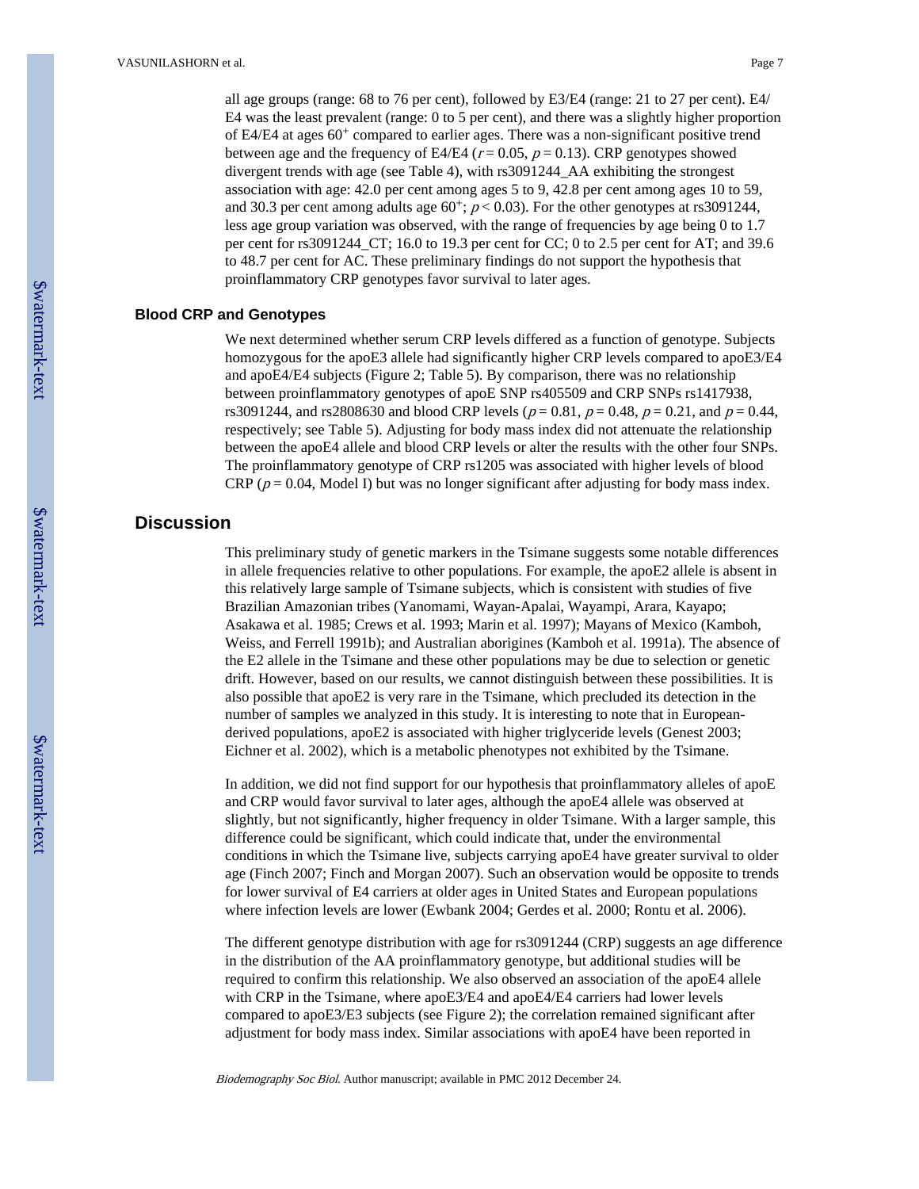all age groups (range: 68 to 76 per cent), followed by E3/E4 (range: 21 to 27 per cent). E4/E4 was the least prevalent (range: 0 to 5 per cent), and there was a slightly higher proportion of E4/E4 at ages $60^+$ compared to earlier ages. There was a non-significant positive trend between age and the frequency of E4/E4 ($r = 0.05$, $p = 0.13$). CRP genotypes showed divergent trends with age (see Table 4), with rs3091244_AA exhibiting the strongest association with age: 42.0 per cent among ages 5 to 9, 42.8 per cent among ages 10 to 59, and 30.3 per cent among adults age $60^+$; $p < 0.03$). For the other genotypes at rs3091244, less age group variation was observed, with the range of frequencies by age being 0 to 1.7 per cent for rs3091244_CT; 16.0 to 19.3 per cent for CC; 0 to 2.5 per cent for AT; and 39.6 to 48.7 per cent for AC. These preliminary findings do not support the hypothesis that proinflammatory CRP genotypes favor survival to later ages.

### Blood CRP and Genotypes

We next determined whether serum CRP levels differed as a function of genotype. Subjects homozygous for the apoE3 allele had significantly higher CRP levels compared to apoE3/E4 and apoE4/E4 subjects (Figure 2; Table 5). By comparison, there was no relationship between proinflammatory genotypes of apoE SNP rs405509 and CRP SNPs rs1417938, rs3091244, and rs2808630 and blood CRP levels ($p = 0.81$, $p = 0.48$, $p = 0.21$, and $p = 0.44$, respectively; see Table 5). Adjusting for body mass index did not attenuate the relationship between the apoE4 allele and blood CRP levels or alter the results with the other four SNPs. The proinflammatory genotype of CRP rs1205 was associated with higher levels of blood CRP ($p = 0.04$, Model I) but was no longer significant after adjusting for body mass index.

## Discussion

This preliminary study of genetic markers in the Tsimane suggests some notable differences in allele frequencies relative to other populations. For example, the apoE2 allele is absent in this relatively large sample of Tsimane subjects, which is consistent with studies of five Brazilian Amazonian tribes (Yanomami, Wayan-Apalai, Wayampi, Arara, Kayapo; Asakawa et al. 1985; Crews et al. 1993; Marin et al. 1997); Mayans of Mexico (Kamboh, Weiss, and Ferrell 1991b); and Australian aborigines (Kamboh et al. 1991a). The absence of the E2 allele in the Tsimane and these other populations may be due to selection or genetic drift. However, based on our results, we cannot distinguish between these possibilities. It is also possible that apoE2 is very rare in the Tsimane, which precluded its detection in the number of samples we analyzed in this study. It is interesting to note that in European-derived populations, apoE2 is associated with higher triglyceride levels (Genest 2003; Eichner et al. 2002), which is a metabolic phenotypes not exhibited by the Tsimane.

In addition, we did not find support for our hypothesis that proinflammatory alleles of apoE and CRP would favor survival to later ages, although the apoE4 allele was observed at slightly, but not significantly, higher frequency in older Tsimane. With a larger sample, this difference could be significant, which could indicate that, under the environmental conditions in which the Tsimane live, subjects carrying apoE4 have greater survival to older age (Finch 2007; Finch and Morgan 2007). Such an observation would be opposite to trends for lower survival of E4 carriers at older ages in United States and European populations where infection levels are lower (Ewbank 2004; Gerdes et al. 2000; Rontu et al. 2006).

The different genotype distribution with age for rs3091244 (CRP) suggests an age difference in the distribution of the AA proinflammatory genotype, but additional studies will be required to confirm this relationship. We also observed an association of the apoE4 allele with CRP in the Tsimane, where apoE3/E4 and apoE4/E4 carriers had lower levels compared to apoE3/E3 subjects (see Figure 2); the correlation remained significant after adjustment for body mass index. Similar associations with apoE4 have been reported in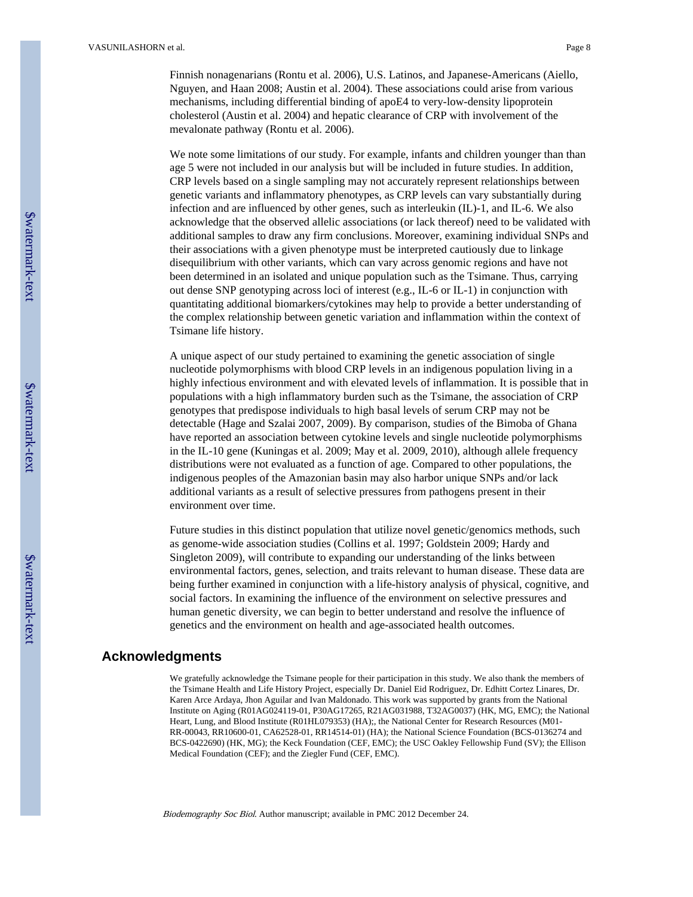Finnish nonagenarians (Rontu et al. 2006), U.S. Latinos, and Japanese-Americans (Aiello, Nguyen, and Haan 2008; Austin et al. 2004). These associations could arise from various mechanisms, including differential binding of apoE4 to very-low-density lipoprotein cholesterol (Austin et al. 2004) and hepatic clearance of CRP with involvement of the mevalonate pathway (Rontu et al. 2006).

We note some limitations of our study. For example, infants and children younger than than age 5 were not included in our analysis but will be included in future studies. In addition, CRP levels based on a single sampling may not accurately represent relationships between genetic variants and inflammatory phenotypes, as CRP levels can vary substantially during infection and are influenced by other genes, such as interleukin (IL)-1, and IL-6. We also acknowledge that the observed allelic associations (or lack thereof) need to be validated with additional samples to draw any firm conclusions. Moreover, examining individual SNPs and their associations with a given phenotype must be interpreted cautiously due to linkage disequilibrium with other variants, which can vary across genomic regions and have not been determined in an isolated and unique population such as the Tsimane. Thus, carrying out dense SNP genotyping across loci of interest (e.g., IL-6 or IL-1) in conjunction with quantitating additional biomarkers/cytokines may help to provide a better understanding of the complex relationship between genetic variation and inflammation within the context of Tsimane life history.

A unique aspect of our study pertained to examining the genetic association of single nucleotide polymorphisms with blood CRP levels in an indigenous population living in a highly infectious environment and with elevated levels of inflammation. It is possible that in populations with a high inflammatory burden such as the Tsimane, the association of CRP genotypes that predispose individuals to high basal levels of serum CRP may not be detectable (Hage and Szalai 2007, 2009). By comparison, studies of the Bimoba of Ghana have reported an association between cytokine levels and single nucleotide polymorphisms in the IL-10 gene (Kuningas et al. 2009; May et al. 2009, 2010), although allele frequency distributions were not evaluated as a function of age. Compared to other populations, the indigenous peoples of the Amazonian basin may also harbor unique SNPs and/or lack additional variants as a result of selective pressures from pathogens present in their environment over time.

Future studies in this distinct population that utilize novel genetic/genomics methods, such as genome-wide association studies (Collins et al. 1997; Goldstein 2009; Hardy and Singleton 2009), will contribute to expanding our understanding of the links between environmental factors, genes, selection, and traits relevant to human disease. These data are being further examined in conjunction with a life-history analysis of physical, cognitive, and social factors. In examining the influence of the environment on selective pressures and human genetic diversity, we can begin to better understand and resolve the influence of genetics and the environment on health and age-associated health outcomes.

## Acknowledgments

We gratefully acknowledge the Tsimane people for their participation in this study. We also thank the members of the Tsimane Health and Life History Project, especially Dr. Daniel Eid Rodriguez, Dr. Edhitt Cortez Linares, Dr. Karen Arce Ardaya, Jhon Aguilar and Ivan Maldonado. This work was supported by grants from the National Institute on Aging (R01AG024119-01, P30AG17265, R21AG031988, T32AG0037) (HK, MG, EMC); the National Heart, Lung, and Blood Institute (R01HL079353) (HA);, the National Center for Research Resources (M01-RR-00043, RR10600-01, CA62528-01, RR14514-01) (HA); the National Science Foundation (BCS-0136274 and BCS-0422690) (HK, MG); the Keck Foundation (CEF, EMC); the USC Oakley Fellowship Fund (SV); the Ellison Medical Foundation (CEF); and the Ziegler Fund (CEF, EMC).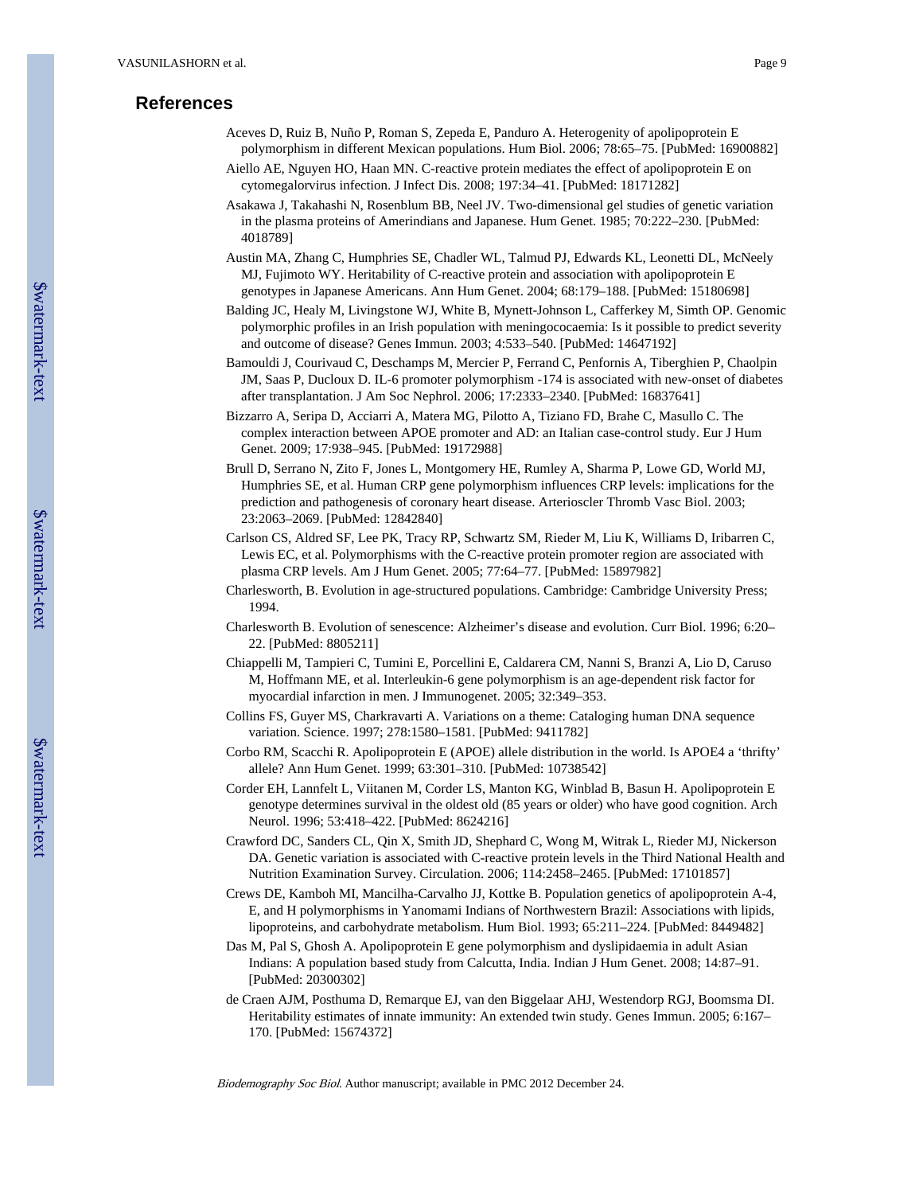## References

Aceves D, Ruiz B, Nuño P, Roman S, Zepeda E, Panduro A. Heterogenity of apolipoprotein E polymorphism in different Mexican populations. Hum Biol. 2006; 78:65–75. [PubMed: 16900882]

Aiello AE, Nguyen HO, Haan MN. C-reactive protein mediates the effect of apolipoprotein E on cytomegalorvirus infection. J Infect Dis. 2008; 197:34–41. [PubMed: 18171282]

Asakawa J, Takahashi N, Rosenblum BB, Neel JV. Two-dimensional gel studies of genetic variation in the plasma proteins of Amerindians and Japanese. Hum Genet. 1985; 70:222–230. [PubMed: 4018789]

Austin MA, Zhang C, Humphries SE, Chadler WL, Talmud PJ, Edwards KL, Leonetti DL, McNeely MJ, Fujimoto WY. Heritability of C-reactive protein and association with apolipoprotein E genotypes in Japanese Americans. Ann Hum Genet. 2004; 68:179–188. [PubMed: 15180698]

Balding JC, Healy M, Livingstone WJ, White B, Mynett-Johnson L, Cafferkey M, Simth OP. Genomic polymorphic profiles in an Irish population with meningococaemia: Is it possible to predict severity and outcome of disease? Genes Immun. 2003; 4:533–540. [PubMed: 14647192]

Bamouldi J, Courivaud C, Deschamps M, Mercier P, Ferrand C, Penfornis A, Tiberghien P, Chaolpin JM, Saas P, Ducloux D. IL-6 promoter polymorphism -174 is associated with new-onset of diabetes after transplantation. J Am Soc Nephrol. 2006; 17:2333–2340. [PubMed: 16837641]

Bizzarro A, Seripa D, Acciarri A, Matera MG, Pilotto A, Tiziano FD, Brahe C, Masullo C. The complex interaction between APOE promoter and AD: an Italian case-control study. Eur J Hum Genet. 2009; 17:938–945. [PubMed: 19172988]

Brull D, Serrano N, Zito F, Jones L, Montgomery HE, Rumley A, Sharma P, Lowe GD, World MJ, Humphries SE, et al. Human CRP gene polymorphism influences CRP levels: implications for the prediction and pathogenesis of coronary heart disease. Arterioscler Thromb Vasc Biol. 2003; 23:2063–2069. [PubMed: 12842840]

Carlson CS, Aldred SF, Lee PK, Tracy RP, Schwartz SM, Rieder M, Liu K, Williams D, Iribarren C, Lewis EC, et al. Polymorphisms with the C-reactive protein promoter region are associated with plasma CRP levels. Am J Hum Genet. 2005; 77:64–77. [PubMed: 15897982]

Charlesworth, B. Evolution in age-structured populations. Cambridge: Cambridge University Press; 1994.

Charlesworth B. Evolution of senescence: Alzheimer's disease and evolution. Curr Biol. 1996; 6:20–22. [PubMed: 8805211]

Chiappelli M, Tampieri C, Tumini E, Porcellini E, Caldarera CM, Nanni S, Branzi A, Lio D, Caruso M, Hoffmann ME, et al. Interleukin-6 gene polymorphism is an age-dependent risk factor for myocardial infarction in men. J Immunogenet. 2005; 32:349–353.

Collins FS, Guyer MS, Charkravarti A. Variations on a theme: Cataloging human DNA sequence variation. Science. 1997; 278:1580–1581. [PubMed: 9411782]

Corbo RM, Scacchi R. Apolipoprotein E (APOE) allele distribution in the world. Is APOE4 a 'thrifty' allele? Ann Hum Genet. 1999; 63:301–310. [PubMed: 10738542]

Corder EH, Lannfelt L, Viitanen M, Corder LS, Manton KG, Winblad B, Basun H. Apolipoprotein E genotype determines survival in the oldest old (85 years or older) who have good cognition. Arch Neurol. 1996; 53:418–422. [PubMed: 8624216]

Crawford DC, Sanders CL, Qin X, Smith JD, Shephard C, Wong M, Witrak L, Rieder MJ, Nickerson DA. Genetic variation is associated with C-reactive protein levels in the Third National Health and Nutrition Examination Survey. Circulation. 2006; 114:2458–2465. [PubMed: 17101857]

Crews DE, Kamboh MI, Mancilha-Carvalho JJ, Kottke B. Population genetics of apolipoprotein A-4, E, and H polymorphisms in Yanomami Indians of Northwestern Brazil: Associations with lipids, lipoproteins, and carbohydrate metabolism. Hum Biol. 1993; 65:211–224. [PubMed: 8449482]

Das M, Pal S, Ghosh A. Apolipoprotein E gene polymorphism and dyslipidaemia in adult Asian Indians: A population based study from Calcutta, India. Indian J Hum Genet. 2008; 14:87–91. [PubMed: 20300302]

de Craen AJM, Posthuma D, Remarque EJ, van den Biggelaar AHJ, Westendorp RGJ, Boomsma DI. Heritability estimates of innate immunity: An extended twin study. Genes Immun. 2005; 6:167–170. [PubMed: 15674372]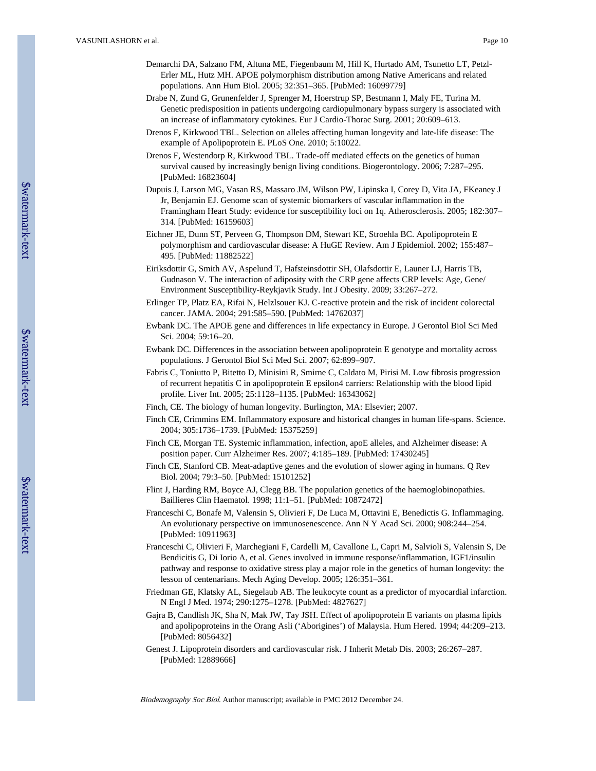Demarchi DA, Salzano FM, Altuna ME, Fiegenbaum M, Hill K, Hurtado AM, Tsunetto LT, Petzl-Erler ML, Hutz MH. APOE polymorphism distribution among Native Americans and related populations. Ann Hum Biol. 2005; 32:351–365. [PubMed: 16099779]

Drabe N, Zund G, Grunenfelder J, Sprenger M, Hoerstrup SP, Bestmann I, Maly FE, Turina M. Genetic predisposition in patients undergoing cardiopulmonary bypass surgery is associated with an increase of inflammatory cytokines. Eur J Cardio-Thorac Surg. 2001; 20:609–613.

Drenos F, Kirkwood TBL. Selection on alleles affecting human longevity and late-life disease: The example of Apolipoprotein E. PLoS One. 2010; 5:10022.

Drenos F, Westendorp R, Kirkwood TBL. Trade-off mediated effects on the genetics of human survival caused by increasingly benign living conditions. Biogerontology. 2006; 7:287–295. [PubMed: 16823604]

Dupuis J, Larson MG, Vasan RS, Massaro JM, Wilson PW, Lipinska I, Corey D, Vita JA, FKeaney J Jr, Benjamin EJ. Genome scan of systemic biomarkers of vascular inflammation in the Framingham Heart Study: evidence for susceptibility loci on 1q. Atherosclerosis. 2005; 182:307–314. [PubMed: 16159603]

Eichner JE, Dunn ST, Perveen G, Thompson DM, Stewart KE, Stroehla BC. Apolipoprotein E polymorphism and cardiovascular disease: A HuGE Review. Am J Epidemiol. 2002; 155:487–495. [PubMed: 11882522]

Eiriksdottir G, Smith AV, Aspelund T, Hafsteinsdottir SH, Olafsdottir E, Launer LJ, Harris TB, Gudnason V. The interaction of adiposity with the CRP gene affects CRP levels: Age, Gene/Environment Susceptibility-Reykjavik Study. Int J Obesity. 2009; 33:267–272.

Erlinger TP, Platz EA, Rifai N, Helzlsouer KJ. C-reactive protein and the risk of incident colorectal cancer. JAMA. 2004; 291:585–590. [PubMed: 14762037]

Ewbank DC. The APOE gene and differences in life expectancy in Europe. J Gerontol Biol Sci Med Sci. 2004; 59:16–20.

Ewbank DC. Differences in the association between apolipoprotein E genotype and mortality across populations. J Gerontol Biol Sci Med Sci. 2007; 62:899–907.

Fabris C, Toniutto P, Bitetto D, Minisini R, Smirne C, Caldato M, Pirisi M. Low fibrosis progression of recurrent hepatitis C in apolipoprotein E epsilon4 carriers: Relationship with the blood lipid profile. Liver Int. 2005; 25:1128–1135. [PubMed: 16343062]

Finch, CE. The biology of human longevity. Burlington, MA: Elsevier; 2007.

Finch CE, Crimmins EM. Inflammatory exposure and historical changes in human life-spans. Science. 2004; 305:1736–1739. [PubMed: 15375259]

Finch CE, Morgan TE. Systemic inflammation, infection, apoE alleles, and Alzheimer disease: A position paper. Curr Alzheimer Res. 2007; 4:185–189. [PubMed: 17430245]

Finch CE, Stanford CB. Meat-adaptive genes and the evolution of slower aging in humans. Q Rev Biol. 2004; 79:3–50. [PubMed: 15101252]

Flint J, Harding RM, Boyce AJ, Clegg BB. The population genetics of the haemoglobinopathies. Baillieres Clin Haematol. 1998; 11:1–51. [PubMed: 10872472]

Franceschi C, Bonafe M, Valensin S, Olivieri F, De Luca M, Ottavini E, Benedictis G. Inflammaging. An evolutionary perspective on immunosenescence. Ann N Y Acad Sci. 2000; 908:244–254. [PubMed: 10911963]

Franceschi C, Olivieri F, Marchegiani F, Cardelli M, Cavallone L, Capri M, Salvioli S, Valensin S, De Bendicitis G, Di Iorio A, et al. Genes involved in immune response/inflammation, IGF1/insulin pathway and response to oxidative stress play a major role in the genetics of human longevity: the lesson of centenarians. Mech Aging Develop. 2005; 126:351–361.

Friedman GE, Klatsky AL, Siegelaub AB. The leukocyte count as a predictor of myocardial infarction. N Engl J Med. 1974; 290:1275–1278. [PubMed: 4827627]

Gajra B, Candlish JK, Sha N, Mak JW, Tay JSH. Effect of apolipoprotein E variants on plasma lipids and apolipoproteins in the Orang Asli ('Aborigines') of Malaysia. Hum Hered. 1994; 44:209–213. [PubMed: 8056432]

Genest J. Lipoprotein disorders and cardiovascular risk. J Inherit Metab Dis. 2003; 26:267–287. [PubMed: 12889666]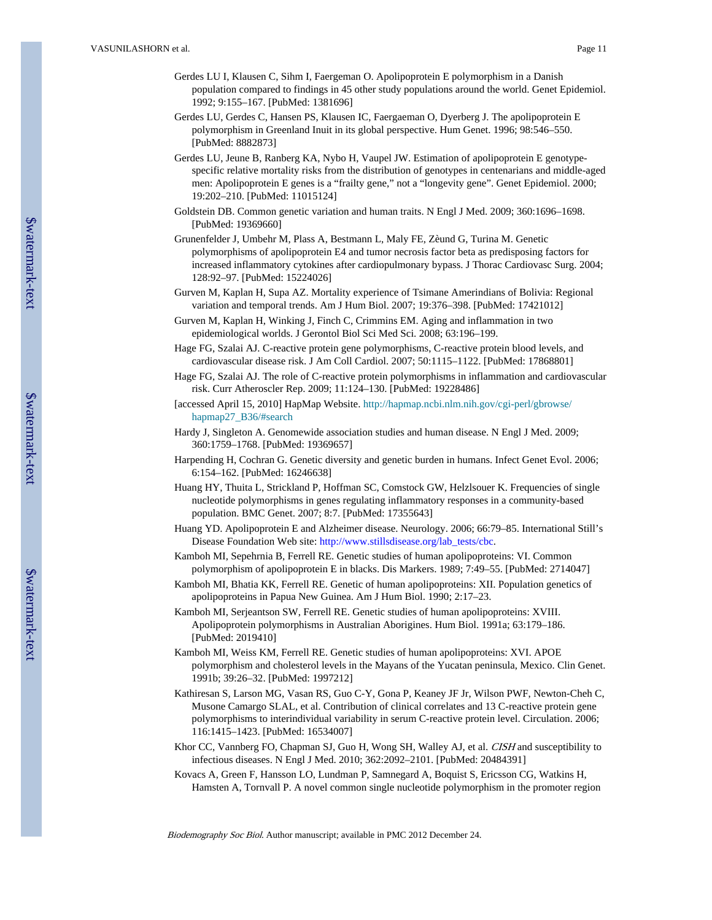Gerdes LU I, Klausen C, Sihm I, Faergeman O. Apolipoprotein E polymorphism in a Danish population compared to findings in 45 other study populations around the world. Genet Epidemiol. 1992; 9:155–167. [PubMed: 1381696]

Gerdes LU, Gerdes C, Hansen PS, Klausen IC, Faergaeman O, Dyerberg J. The apolipoprotein E polymorphism in Greenland Inuit in its global perspective. Hum Genet. 1996; 98:546–550. [PubMed: 8882873]

Gerdes LU, Jeune B, Ranberg KA, Nybo H, Vaupel JW. Estimation of apolipoprotein E genotype-specific relative mortality risks from the distribution of genotypes in centenarians and middle-aged men: Apolipoprotein E genes is a "frailty gene," not a "longevity gene". Genet Epidemiol. 2000; 19:202–210. [PubMed: 11015124]

Goldstein DB. Common genetic variation and human traits. N Engl J Med. 2009; 360:1696–1698. [PubMed: 19369660]

Grunenfelder J, Umbehr M, Plass A, Bestmann L, Maly FE, Zèund G, Turina M. Genetic polymorphisms of apolipoprotein E4 and tumor necrosis factor beta as predisposing factors for increased inflammatory cytokines after cardiopulmonary bypass. J Thorac Cardiovasc Surg. 2004; 128:92–97. [PubMed: 15224026]

Gurven M, Kaplan H, Supa AZ. Mortality experience of Tsimane Amerindians of Bolivia: Regional variation and temporal trends. Am J Hum Biol. 2007; 19:376–398. [PubMed: 17421012]

Gurven M, Kaplan H, Winking J, Finch C, Crimmins EM. Aging and inflammation in two epidemiological worlds. J Gerontol Biol Sci Med Sci. 2008; 63:196–199.

Hage FG, Szalai AJ. C-reactive protein gene polymorphisms, C-reactive protein blood levels, and cardiovascular disease risk. J Am Coll Cardiol. 2007; 50:1115–1122. [PubMed: 17868801]

Hage FG, Szalai AJ. The role of C-reactive protein polymorphisms in inflammation and cardiovascular risk. Curr Atheroscler Rep. 2009; 11:124–130. [PubMed: 19228486]

[accessed April 15, 2010] HapMap Website. http://hapmap.ncbi.nlm.nih.gov/cgi-perl/gbrowse/hapmap27_B36/#search

Hardy J, Singleton A. Genomewide association studies and human disease. N Engl J Med. 2009; 360:1759–1768. [PubMed: 19369657]

Harpending H, Cochran G. Genetic diversity and genetic burden in humans. Infect Genet Evol. 2006; 6:154–162. [PubMed: 16246638]

Huang HY, Thuita L, Strickland P, Hoffman SC, Comstock GW, Helzlsouer K. Frequencies of single nucleotide polymorphisms in genes regulating inflammatory responses in a community-based population. BMC Genet. 2007; 8:7. [PubMed: 17355643]

Huang YD. Apolipoprotein E and Alzheimer disease. Neurology. 2006; 66:79–85. International Still's Disease Foundation Web site: http://www.stillsdisease.org/lab_tests/cbc.

Kamboh MI, Sepehrnia B, Ferrell RE. Genetic studies of human apolipoproteins: VI. Common polymorphism of apolipoprotein E in blacks. Dis Markers. 1989; 7:49–55. [PubMed: 2714047]

Kamboh MI, Bhatia KK, Ferrell RE. Genetic of human apolipoproteins: XII. Population genetics of apolipoproteins in Papua New Guinea. Am J Hum Biol. 1990; 2:17–23.

Kamboh MI, Serjeantson SW, Ferrell RE. Genetic studies of human apolipoproteins: XVIII. Apolipoprotein polymorphisms in Australian Aborigines. Hum Biol. 1991a; 63:179–186. [PubMed: 2019410]

Kamboh MI, Weiss KM, Ferrell RE. Genetic studies of human apolipoproteins: XVI. APOE polymorphism and cholesterol levels in the Mayans of the Yucatan peninsula, Mexico. Clin Genet. 1991b; 39:26–32. [PubMed: 1997212]

Kathiresan S, Larson MG, Vasan RS, Guo C-Y, Gona P, Keaney JF Jr, Wilson PWF, Newton-Cheh C, Musone Camargo SLAL, et al. Contribution of clinical correlates and 13 C-reactive protein gene polymorphisms to interindividual variability in serum C-reactive protein level. Circulation. 2006; 116:1415–1423. [PubMed: 16534007]

Khor CC, Vannberg FO, Chapman SJ, Guo H, Wong SH, Walley AJ, et al. *CISH* and susceptibility to infectious diseases. N Engl J Med. 2010; 362:2092–2101. [PubMed: 20484391]

Kovacs A, Green F, Hansson LO, Lundman P, Samnegard A, Boquist S, Ericsson CG, Watkins H, Hamsten A, Tornvall P. A novel common single nucleotide polymorphism in the promoter region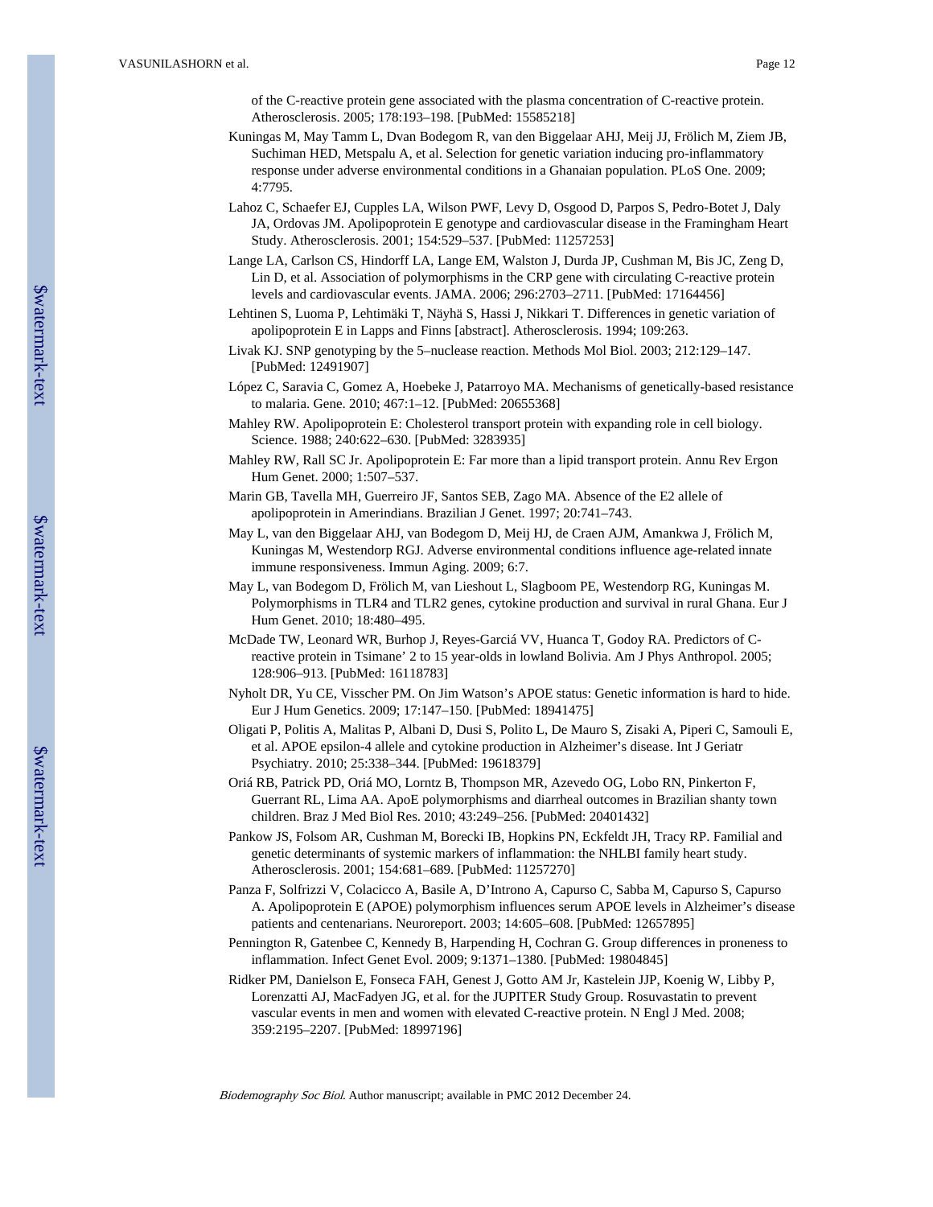of the C-reactive protein gene associated with the plasma concentration of C-reactive protein. Atherosclerosis. 2005; 178:193–198. [PubMed: 15585218]

Kuningas M, May Tamm L, Dvan Bodegom R, van den Biggelaar AHJ, Meij JJ, Frölich M, Ziem JB, Suchiman HED, Metspalu A, et al. Selection for genetic variation inducing pro-inflammatory response under adverse environmental conditions in a Ghanaian population. PLoS One. 2009; 4:7795.

Lahoz C, Schaefer EJ, Cupples LA, Wilson PWF, Levy D, Osgood D, Parpos S, Pedro-Botet J, Daly JA, Ordovas JM. Apolipoprotein E genotype and cardiovascular disease in the Framingham Heart Study. Atherosclerosis. 2001; 154:529–537. [PubMed: 11257253]

Lange LA, Carlson CS, Hindorff LA, Lange EM, Walston J, Durda JP, Cushman M, Bis JC, Zeng D, Lin D, et al. Association of polymorphisms in the CRP gene with circulating C-reactive protein levels and cardiovascular events. JAMA. 2006; 296:2703–2711. [PubMed: 17164456]

Lehtinen S, Luoma P, Lehtimäki T, Näyhä S, Hassi J, Nikkari T. Differences in genetic variation of apolipoprotein E in Lapps and Finns [abstract]. Atherosclerosis. 1994; 109:263.

Livak KJ. SNP genotyping by the 5–nuclease reaction. Methods Mol Biol. 2003; 212:129–147. [PubMed: 12491907]

López C, Saravia C, Gomez A, Hoebeke J, Patarroyo MA. Mechanisms of genetically-based resistance to malaria. Gene. 2010; 467:1–12. [PubMed: 20655368]

Mahley RW. Apolipoprotein E: Cholesterol transport protein with expanding role in cell biology. Science. 1988; 240:622–630. [PubMed: 3283935]

Mahley RW, Rall SC Jr. Apolipoprotein E: Far more than a lipid transport protein. Annu Rev Ergon Hum Genet. 2000; 1:507–537.

Marin GB, Tavella MH, Guerreiro JF, Santos SEB, Zago MA. Absence of the E2 allele of apolipoprotein in Amerindians. Brazilian J Genet. 1997; 20:741–743.

May L, van den Biggelaar AHJ, van Bodegom D, Meij HJ, de Craen AJM, Amankwa J, Frölich M, Kuningas M, Westendorp RGJ. Adverse environmental conditions influence age-related innate immune responsiveness. Immun Aging. 2009; 6:7.

May L, van Bodegom D, Frölich M, van Lieshout L, Slagboom PE, Westendorp RG, Kuningas M. Polymorphisms in TLR4 and TLR2 genes, cytokine production and survival in rural Ghana. Eur J Hum Genet. 2010; 18:480–495.

McDade TW, Leonard WR, Burhop J, Reyes-Garciá VV, Huanca T, Godoy RA. Predictors of C-reactive protein in Tsimane' 2 to 15 year-olds in lowland Bolivia. Am J Phys Anthropol. 2005; 128:906–913. [PubMed: 16118783]

Nyholt DR, Yu CE, Visscher PM. On Jim Watson's APOE status: Genetic information is hard to hide. Eur J Hum Genetics. 2009; 17:147–150. [PubMed: 18941475]

Oligati P, Politis A, Malitas P, Albani D, Dusi S, Polito L, De Mauro S, Zisaki A, Piperi C, Samouli E, et al. APOE epsilon-4 allele and cytokine production in Alzheimer's disease. Int J Geriatr Psychiatry. 2010; 25:338–344. [PubMed: 19618379]

Oriá RB, Patrick PD, Oriá MO, Lorntz B, Thompson MR, Azevedo OG, Lobo RN, Pinkerton F, Guerrant RL, Lima AA. ApoE polymorphisms and diarrheal outcomes in Brazilian shanty town children. Braz J Med Biol Res. 2010; 43:249–256. [PubMed: 20401432]

Pankow JS, Folsom AR, Cushman M, Borecki IB, Hopkins PN, Eckfeldt JH, Tracy RP. Familial and genetic determinants of systemic markers of inflammation: the NHLBI family heart study. Atherosclerosis. 2001; 154:681–689. [PubMed: 11257270]

Panza F, Solfrizzi V, Colacicco A, Basile A, D'Introno A, Capurso C, Sabba M, Capurso S, Capurso A. Apolipoprotein E (APOE) polymorphism influences serum APOE levels in Alzheimer's disease patients and centenarians. Neuroreport. 2003; 14:605–608. [PubMed: 12657895]

Pennington R, Gatenbee C, Kennedy B, Harpending H, Cochran G. Group differences in proneness to inflammation. Infect Genet Evol. 2009; 9:1371–1380. [PubMed: 19804845]

Ridker PM, Danielson E, Fonseca FAH, Genest J, Gotto AM Jr, Kastelein JJP, Koenig W, Libby P, Lorenzatti AJ, MacFadyen JG, et al. for the JUPITER Study Group. Rosuvastatin to prevent vascular events in men and women with elevated C-reactive protein. N Engl J Med. 2008; 359:2195–2207. [PubMed: 18997196]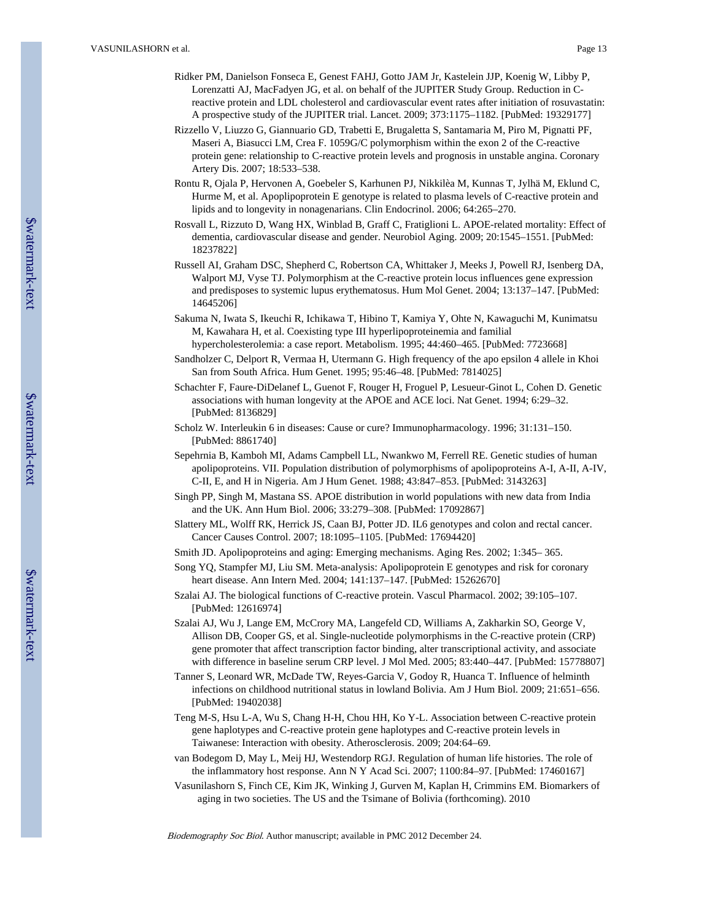Ridker PM, Danielson Fonseca E, Genest FAHJ, Gotto JAM Jr, Kastelein JJP, Koenig W, Libby P, Lorenzatti AJ, MacFadyen JG, et al. on behalf of the JUPITER Study Group. Reduction in C-reactive protein and LDL cholesterol and cardiovascular event rates after initiation of rosuvastatin: A prospective study of the JUPITER trial. Lancet. 2009; 373:1175–1182. [PubMed: 19329177]

Rizzello V, Liuzzo G, Giannuario GD, Trabetti E, Brugaletta S, Santamaria M, Piro M, Pignatti PF, Maseri A, Biasucci LM, Crea F. 1059G/C polymorphism within the exon 2 of the C-reactive protein gene: relationship to C-reactive protein levels and prognosis in unstable angina. Coronary Artery Dis. 2007; 18:533–538.

Rontu R, Ojala P, Hervonen A, Goebeler S, Karhunen PJ, Nikkilèa M, Kunnas T, Jylhä M, Eklund C, Hurme M, et al. Apoplipoprotein E genotype is related to plasma levels of C-reactive protein and lipids and to longevity in nonagenarians. Clin Endocrinol. 2006; 64:265–270.

Rosvall L, Rizzuto D, Wang HX, Winblad B, Graff C, Fratiglioni L. APOE-related mortality: Effect of dementia, cardiovascular disease and gender. Neurobiol Aging. 2009; 20:1545–1551. [PubMed: 18237822]

Russell AI, Graham DSC, Shepherd C, Robertson CA, Whittaker J, Meeks J, Powell RJ, Isenberg DA, Walport MJ, Vyse TJ. Polymorphism at the C-reactive protein locus influences gene expression and predisposes to systemic lupus erythematosus. Hum Mol Genet. 2004; 13:137–147. [PubMed: 14645206]

Sakuma N, Iwata S, Ikeuchi R, Ichikawa T, Hibino T, Kamiya Y, Ohte N, Kawaguchi M, Kunimatsu M, Kawahara H, et al. Coexisting type III hyperlipoproteinemia and familial hypercholesterolemia: a case report. Metabolism. 1995; 44:460–465. [PubMed: 7723668]

Sandholzer C, Delport R, Vermaa H, Utermann G. High frequency of the apo epsilon 4 allele in Khoi San from South Africa. Hum Genet. 1995; 95:46–48. [PubMed: 7814025]

Schachter F, Faure-DiDelanef L, Guenot F, Rouger H, Froguel P, Lesueur-Ginot L, Cohen D. Genetic associations with human longevity at the APOE and ACE loci. Nat Genet. 1994; 6:29–32. [PubMed: 8136829]

Scholz W. Interleukin 6 in diseases: Cause or cure? Immunopharmacology. 1996; 31:131–150. [PubMed: 8861740]

Sepehrnia B, Kamboh MI, Adams Campbell LL, Nwankwo M, Ferrell RE. Genetic studies of human apolipoproteins. VII. Population distribution of polymorphisms of apolipoproteins A-I, A-II, A-IV, C-II, E, and H in Nigeria. Am J Hum Genet. 1988; 43:847–853. [PubMed: 3143263]

Singh PP, Singh M, Mastana SS. APOE distribution in world populations with new data from India and the UK. Ann Hum Biol. 2006; 33:279–308. [PubMed: 17092867]

Slattery ML, Wolff RK, Herrick JS, Caan BJ, Potter JD. IL6 genotypes and colon and rectal cancer. Cancer Causes Control. 2007; 18:1095–1105. [PubMed: 17694420]

Smith JD. Apolipoproteins and aging: Emerging mechanisms. Aging Res. 2002; 1:345– 365.

Song YQ, Stampfer MJ, Liu SM. Meta-analysis: Apolipoprotein E genotypes and risk for coronary heart disease. Ann Intern Med. 2004; 141:137–147. [PubMed: 15262670]

Szalai AJ. The biological functions of C-reactive protein. Vascul Pharmacol. 2002; 39:105–107. [PubMed: 12616974]

Szalai AJ, Wu J, Lange EM, McCrory MA, Langefeld CD, Williams A, Zakharkin SO, George V, Allison DB, Cooper GS, et al. Single-nucleotide polymorphisms in the C-reactive protein (CRP) gene promoter that affect transcription factor binding, alter transcriptional activity, and associate with difference in baseline serum CRP level. J Mol Med. 2005; 83:440–447. [PubMed: 15778807]

Tanner S, Leonard WR, McDade TW, Reyes-Garcia V, Godoy R, Huanca T. Influence of helminth infections on childhood nutritional status in lowland Bolivia. Am J Hum Biol. 2009; 21:651–656. [PubMed: 19402038]

Teng M-S, Hsu L-A, Wu S, Chang H-H, Chou HH, Ko Y-L. Association between C-reactive protein gene haplotypes and C-reactive protein gene haplotypes and C-reactive protein levels in Taiwanese: Interaction with obesity. Atherosclerosis. 2009; 204:64–69.

van Bodegom D, May L, Meij HJ, Westendorp RGJ. Regulation of human life histories. The role of the inflammatory host response. Ann N Y Acad Sci. 2007; 1100:84–97. [PubMed: 17460167]

Vasunilashorn S, Finch CE, Kim JK, Winking J, Gurven M, Kaplan H, Crimmins EM. Biomarkers of aging in two societies. The US and the Tsimane of Bolivia (forthcoming). 2010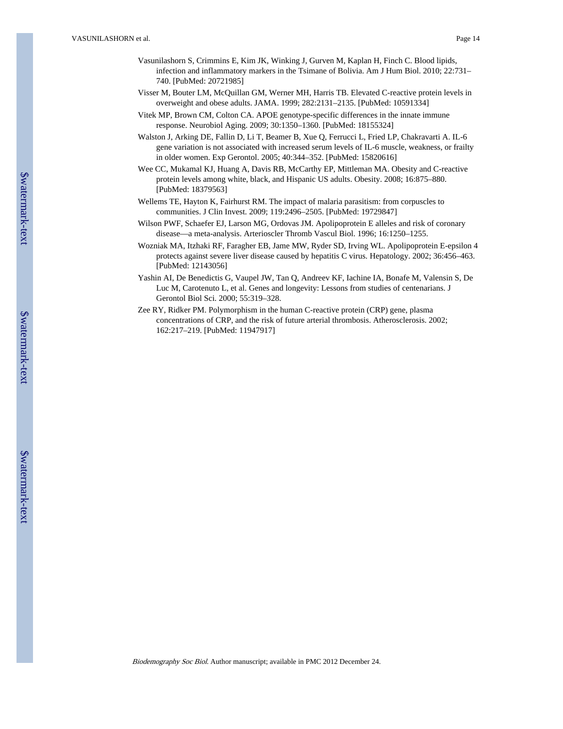Vasunilashorn S, Crimmins E, Kim JK, Winking J, Gurven M, Kaplan H, Finch C. Blood lipids, infection and inflammatory markers in the Tsimane of Bolivia. Am J Hum Biol. 2010; 22:731–740. [PubMed: 20721985]

Visser M, Bouter LM, McQuillan GM, Werner MH, Harris TB. Elevated C-reactive protein levels in overweight and obese adults. JAMA. 1999; 282:2131–2135. [PubMed: 10591334]

Vitek MP, Brown CM, Colton CA. APOE genotype-specific differences in the innate immune response. Neurobiol Aging. 2009; 30:1350–1360. [PubMed: 18155324]

Walston J, Arking DE, Fallin D, Li T, Beamer B, Xue Q, Ferrucci L, Fried LP, Chakravarti A. IL-6 gene variation is not associated with increased serum levels of IL-6 muscle, weakness, or frailty in older women. Exp Gerontol. 2005; 40:344–352. [PubMed: 15820616]

Wee CC, Mukamal KJ, Huang A, Davis RB, McCarthy EP, Mittleman MA. Obesity and C-reactive protein levels among white, black, and Hispanic US adults. Obesity. 2008; 16:875–880. [PubMed: 18379563]

Wellems TE, Hayton K, Fairhurst RM. The impact of malaria parasitism: from corpuscles to communities. J Clin Invest. 2009; 119:2496–2505. [PubMed: 19729847]

Wilson PWF, Schaefer EJ, Larson MG, Ordovas JM. Apolipoprotein E alleles and risk of coronary disease—a meta-analysis. Arterioscler Thromb Vascul Biol. 1996; 16:1250–1255.

Wozniak MA, Itzhaki RF, Faragher EB, Jame MW, Ryder SD, Irving WL. Apolipoprotein E-epsilon 4 protects against severe liver disease caused by hepatitis C virus. Hepatology. 2002; 36:456–463. [PubMed: 12143056]

Yashin AI, De Benedictis G, Vaupel JW, Tan Q, Andreev KF, Iachine IA, Bonafe M, Valensin S, De Luc M, Carotenuto L, et al. Genes and longevity: Lessons from studies of centenarians. J Gerontol Biol Sci. 2000; 55:319–328.

Zee RY, Ridker PM. Polymorphism in the human C-reactive protein (CRP) gene, plasma concentrations of CRP, and the risk of future arterial thrombosis. Atherosclerosis. 2002; 162:217–219. [PubMed: 11947917]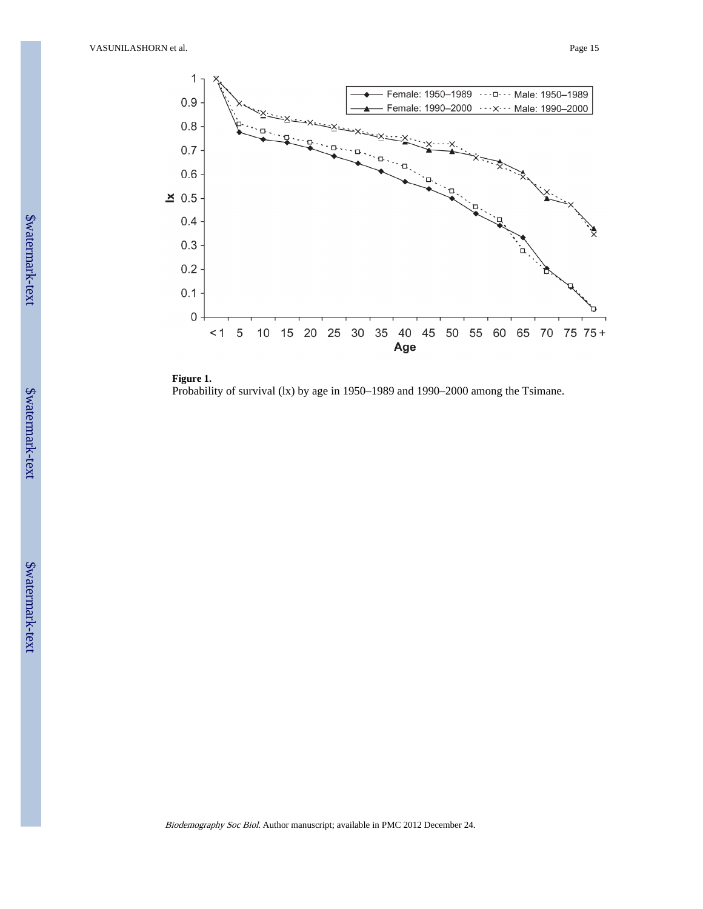**Figure 1.**

Probability of survival (lx) by age in 1950–1989 and 1990–2000 among the Tsimane.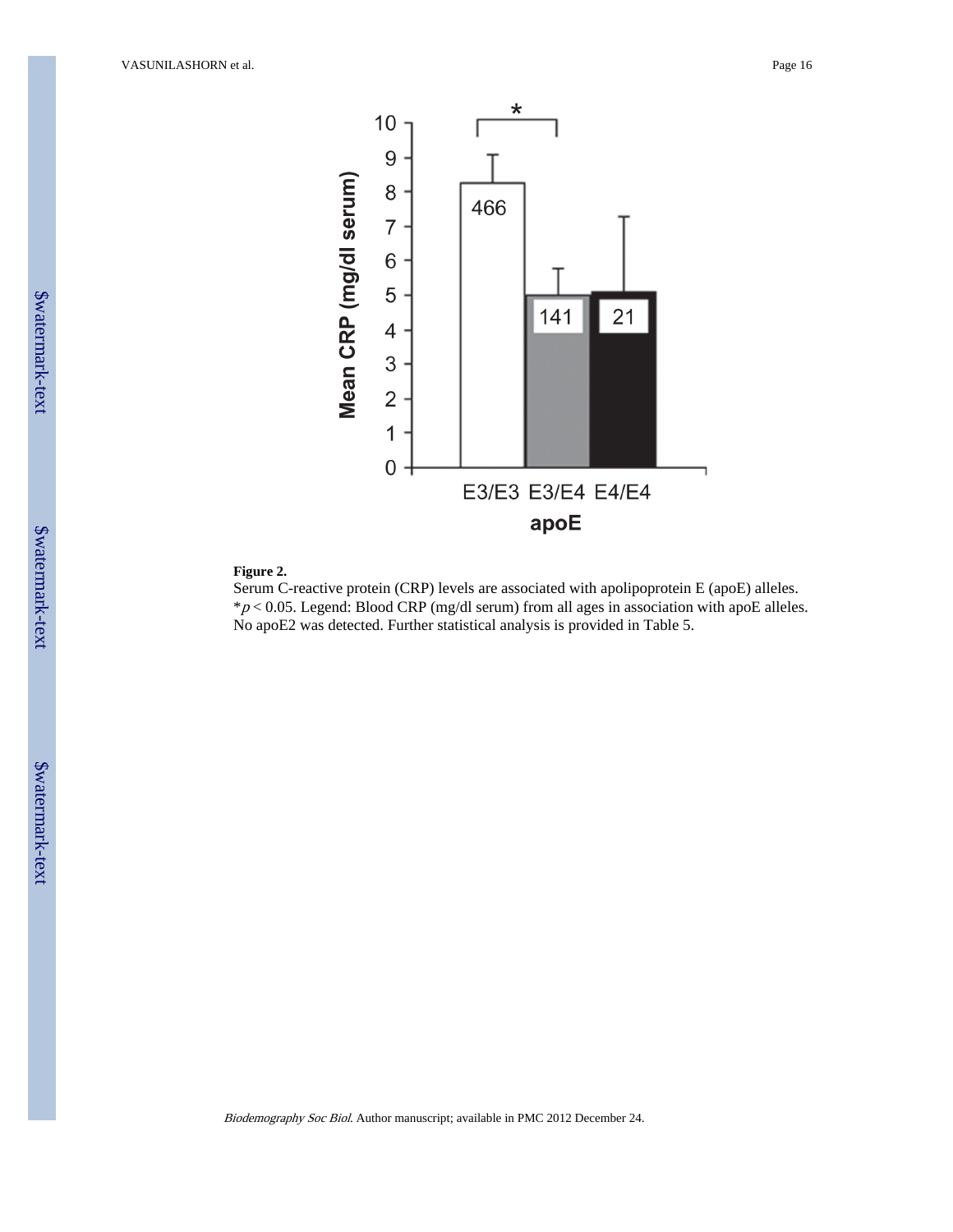**Figure 2.**

Serum C-reactive protein (CRP) levels are associated with apolipoprotein E (apoE) alleles. *$p < 0.05$. Legend: Blood CRP (mg/dl serum) from all ages in association with apoE alleles. No apoE2 was detected. Further statistical analysis is provided in Table 5.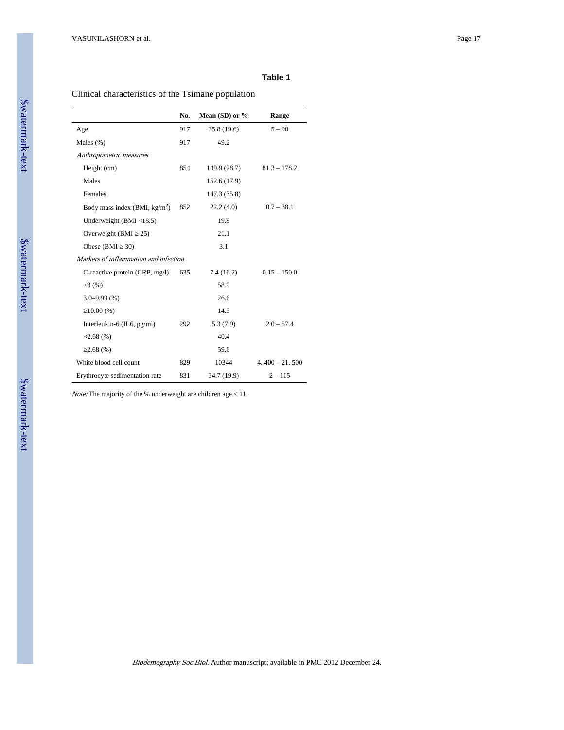**Table 1**

Clinical characteristics of the Tsimane population

| | No. | Mean (SD) or % | Range |
|---|---|---|---|
| Age | 917 | 35.8 (19.6) | 5 – 90 |
| Males (%) | 917 | 49.2 | |
| *Anthropometric measures* | | | |
| Height (cm) | 854 | 149.9 (28.7) | 81.3 – 178.2 |
| Males | | 152.6 (17.9) | |
| Females | | 147.3 (35.8) | |
| Body mass index (BMI, kg/m$^2$) | 852 | 22.2 (4.0) | 0.7 – 38.1 |
| Underweight (BMI <18.5) | | 19.8 | |
| Overweight (BMI ≥ 25) | | 21.1 | |
| Obese (BMI ≥ 30) | | 3.1 | |
| *Markers of inflammation and infection* | | | |
| C-reactive protein (CRP, mg/l) | 635 | 7.4 (16.2) | 0.15 – 150.0 |
| <3 (%) | | 58.9 | |
| 3.0–9.99 (%) | | 26.6 | |
| ≥10.00 (%) | | 14.5 | |
| Interleukin-6 (IL6, pg/ml) | 292 | 5.3 (7.9) | 2.0 – 57.4 |
| <2.68 (%) | | 40.4 | |
| ≥2.68 (%) | | 59.6 | |
| White blood cell count | 829 | 10344 | 4, 400 – 21, 500 |
| Erythrocyte sedimentation rate | 831 | 34.7 (19.9) | 2 – 115 |

*Note:* The majority of the % underweight are children age ≤ 11.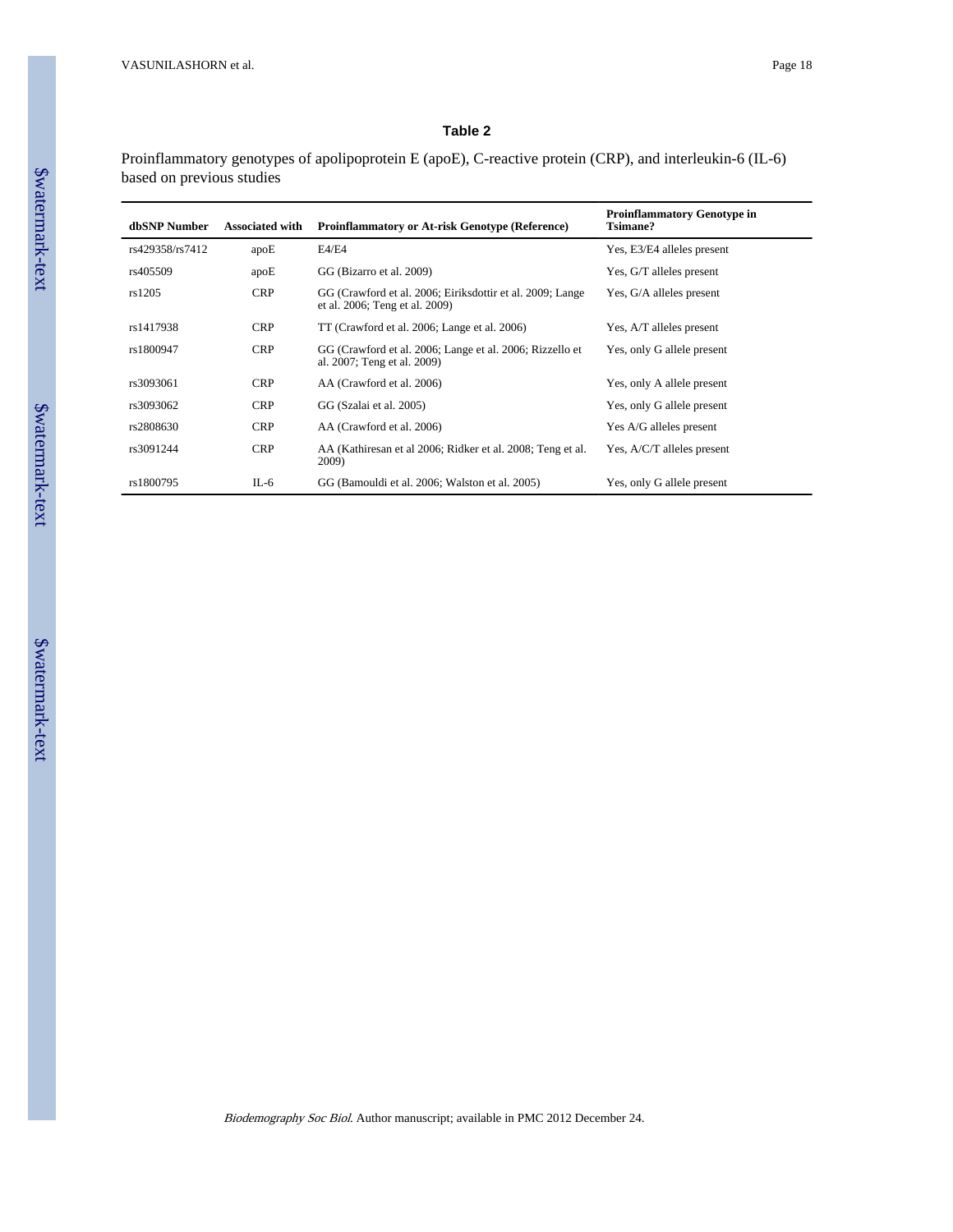## Table 2

Proinflammatory genotypes of apolipoprotein E (apoE), C-reactive protein (CRP), and interleukin-6 (IL-6) based on previous studies

| dbSNP Number | Associated with | Proinflammatory or At-risk Genotype (Reference) | Proinflammatory Genotype in Tsimane? |
|---|---|---|---|
| rs429358/rs7412 | apoE | E4/E4 | Yes, E3/E4 alleles present |
| rs405509 | apoE | GG (Bizarro et al. 2009) | Yes, G/T alleles present |
| rs1205 | CRP | GG (Crawford et al. 2006; Eiriksdottir et al. 2009; Lange et al. 2006; Teng et al. 2009) | Yes, G/A alleles present |
| rs1417938 | CRP | TT (Crawford et al. 2006; Lange et al. 2006) | Yes, A/T alleles present |
| rs1800947 | CRP | GG (Crawford et al. 2006; Lange et al. 2006; Rizzello et al. 2007; Teng et al. 2009) | Yes, only G allele present |
| rs3093061 | CRP | AA (Crawford et al. 2006) | Yes, only A allele present |
| rs3093062 | CRP | GG (Szalai et al. 2005) | Yes, only G allele present |
| rs2808630 | CRP | AA (Crawford et al. 2006) | Yes A/G alleles present |
| rs3091244 | CRP | AA (Kathiresan et al 2006; Ridker et al. 2008; Teng et al. 2009) | Yes, A/C/T alleles present |
| rs1800795 | IL-6 | GG (Bamouldi et al. 2006; Walston et al. 2005) | Yes, only G allele present |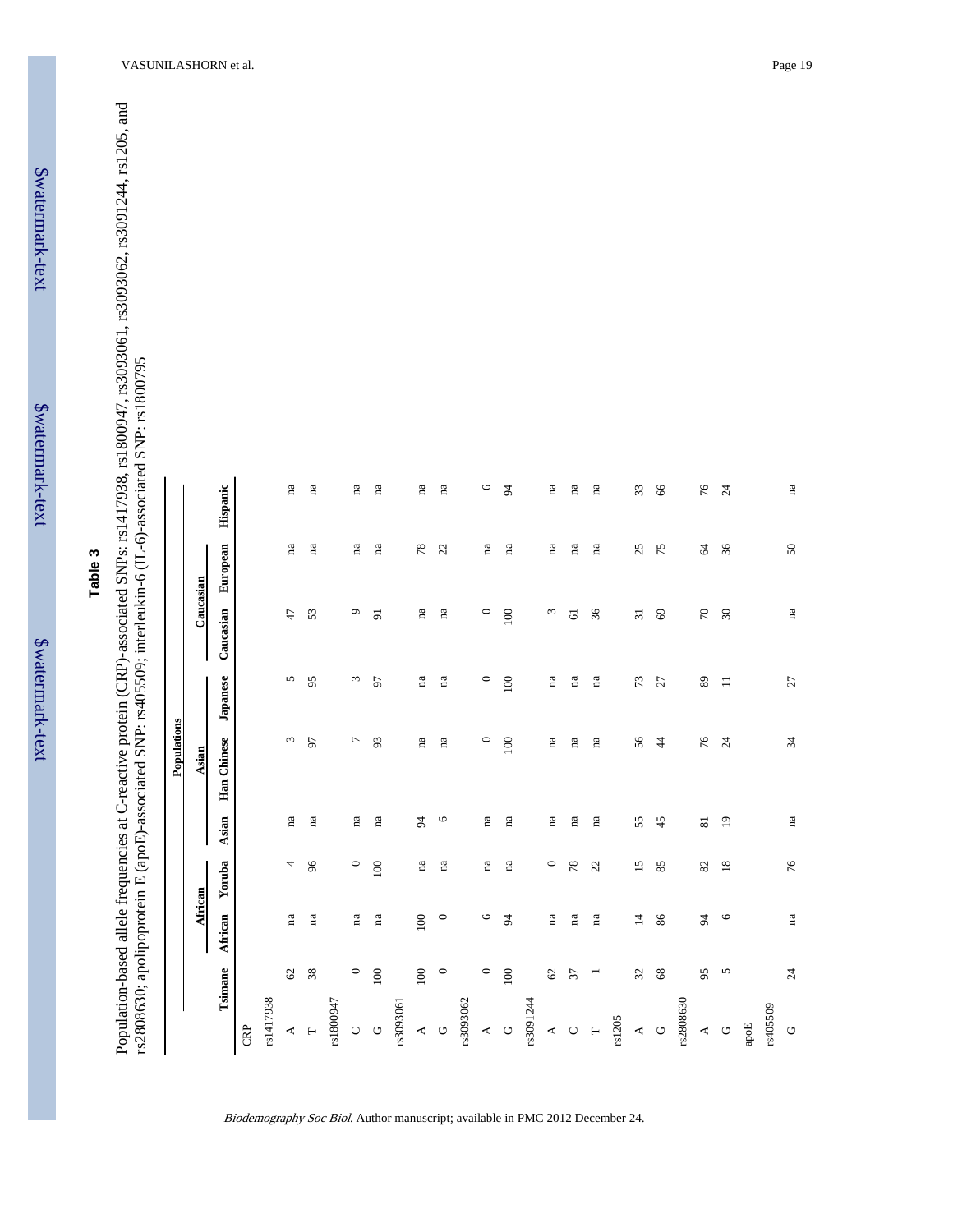## Table 3

Population-based allele frequencies at C-reactive protein (CRP)-associated SNPs: rs1417938, rs1800947, rs3093061, rs3093062, rs3091244, rs1205, and rs2808630; apolipoprotein E (apoE)-associated SNP: rs405509; interleukin-6 (IL-6)-associated SNP: rs1800795

| | Populations | | | | | | | | |
|---|---|---|---|---|---|---|---|---|---|
| | | African | | Asian | | | Caucasian | | |
| | Tsimane | African | Yoruba | Asian | Han Chinese | Japanese | Caucasian | European | Hispanic |
| CRP | | | | | | | | | |
| rs1417938 | | | | | | | | | |
| A | 62 | na | 4 | na | 3 | 5 | 47 | na | na |
| T | 38 | na | 96 | na | 97 | 95 | 53 | na | na |
| rs1800947 | | | | | | | | | |
| C | 0 | na | 0 | na | 7 | 3 | 9 | na | na |
| G | 100 | na | 100 | na | 93 | 97 | 91 | na | na |
| rs3093061 | | | | | | | | | |
| A | 100 | 100 | na | 94 | na | na | na | 78 | na |
| G | 0 | 0 | na | 6 | na | na | na | 22 | na |
| rs3093062 | | | | | | | | | |
| A | 0 | 6 | na | na | 0 | 0 | 0 | na | 6 |
| G | 100 | 94 | na | na | 100 | 100 | 100 | na | 94 |
| rs3091244 | | | | | | | | | |
| A | 62 | na | 0 | na | na | na | 3 | na | na |
| C | 37 | na | 78 | na | na | na | 61 | na | na |
| T | 1 | na | 22 | na | na | na | 36 | na | na |
| rs1205 | | | | | | | | | |
| A | 32 | 14 | 15 | 55 | 56 | 73 | 31 | 25 | 33 |
| G | 68 | 86 | 85 | 45 | 44 | 27 | 69 | 75 | 66 |
| rs2808630 | | | | | | | | | |
| A | 95 | 94 | 82 | 81 | 76 | 89 | 70 | 64 | 76 |
| G | 5 | 6 | 18 | 19 | 24 | 11 | 30 | 36 | 24 |
| apoE | | | | | | | | | |
| rs405509 | | | | | | | | | |
| G | 24 | na | 76 | na | 34 | 27 | na | 50 | na |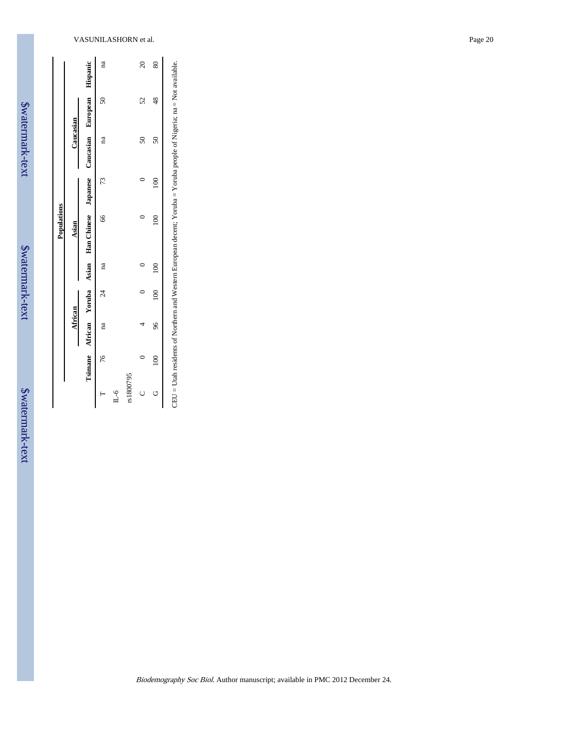| | Populations | | | | | | | | |
|---|---|---|---|---|---|---|---|---|---|
| | | African | | | Asian | | Caucasian | | |
| | Tsimane | African | Yoruba | Asian | Han Chinese | Japanese | Caucasian | European | Hispanic |
| T | 76 | na | 24 | na | 66 | 73 | na | 50 | na |
| IL-6 | | | | | | | | | |
| rs1800795 | | | | | | | | | |
| C | 0 | 4 | 0 | 0 | 0 | 0 | 50 | 52 | 20 |
| G | 100 | 96 | 100 | 100 | 100 | 100 | 50 | 48 | 80 |

CEU = Utah residents of Northern and Western European decent; Yoruba = Yoruba people of Nigeria; na = Not available.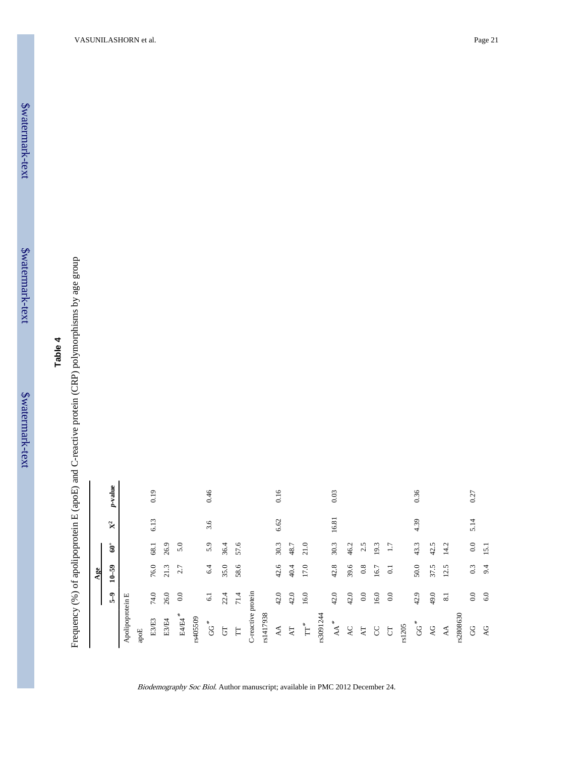**Table 4**

Frequency (%) of apolipoprotein E (apoE) and C-reactive protein (CRP) polymorphisms by age group

| | Age | | | | |
|---|---|---|---|---|---|
| | 5–9 | 10–59 | 60+ | $X^2$ | *p*-value |
| Apolipoprotein E | | | | | |
| apoE | | | | | |
| E3/E3 | 74.0 | 76.0 | 68.1 | 6.13 | 0.19 |
| E3/E4 | 26.0 | 21.3 | 26.9 | | |
| E4/E4* | 0.0 | 2.7 | 5.0 | | |
| rs405509 | | | | | |
| GG* | 6.1 | 6.4 | 5.9 | 3.6 | 0.46 |
| GT | 22.4 | 35.0 | 36.4 | | |
| TT | 71.4 | 58.6 | 57.6 | | |
| C-reactive protein | | | | | |
| rs1417938 | | | | | |
| AA | 42.0 | 42.6 | 30.3 | 6.62 | 0.16 |
| AT | 42.0 | 40.4 | 48.7 | | |
| TT* | 16.0 | 17.0 | 21.0 | | |
| rs3091244 | | | | | |
| AA* | 42.0 | 42.8 | 30.3 | 16.81 | 0.03 |
| AC | 42.0 | 39.6 | 46.2 | | |
| AT | 0.0 | 0.8 | 2.5 | | |
| CC | 16.0 | 16.7 | 19.3 | | |
| CT | 0.0 | 0.1 | 1.7 | | |
| rs1205 | | | | | |
| GG* | 42.9 | 50.0 | 43.3 | 4.39 | 0.36 |
| AG | 49.0 | 37.5 | 42.5 | | |
| AA | 8.1 | 12.5 | 14.2 | | |
| rs2808630 | | | | | |
| GG | 0.0 | 0.3 | 0.0 | 5.14 | 0.27 |
| AG | 6.0 | 9.4 | 15.1 | | |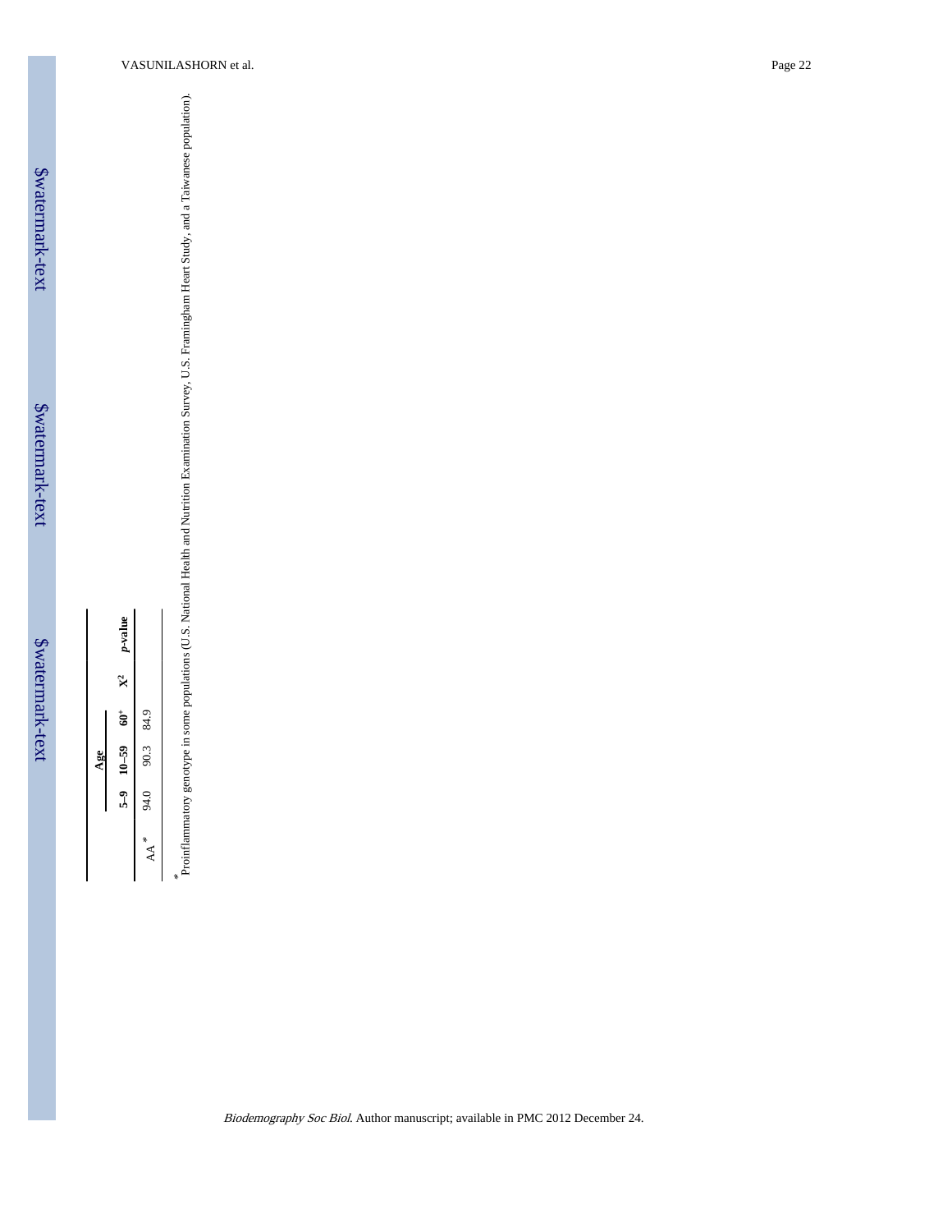| | Age | | | | |
|---|---|---|---|---|---|
| | 5–9 | 10–59 | 60+ | $X^2$ | *p*-value |
| AA * | 94.0 | 90.3 | 84.9 | | |

* Proinflammatory genotype in some populations (U.S. National Health and Nutrition Examination Survey, U.S. Framingham Heart Study, and a Taiwanese population).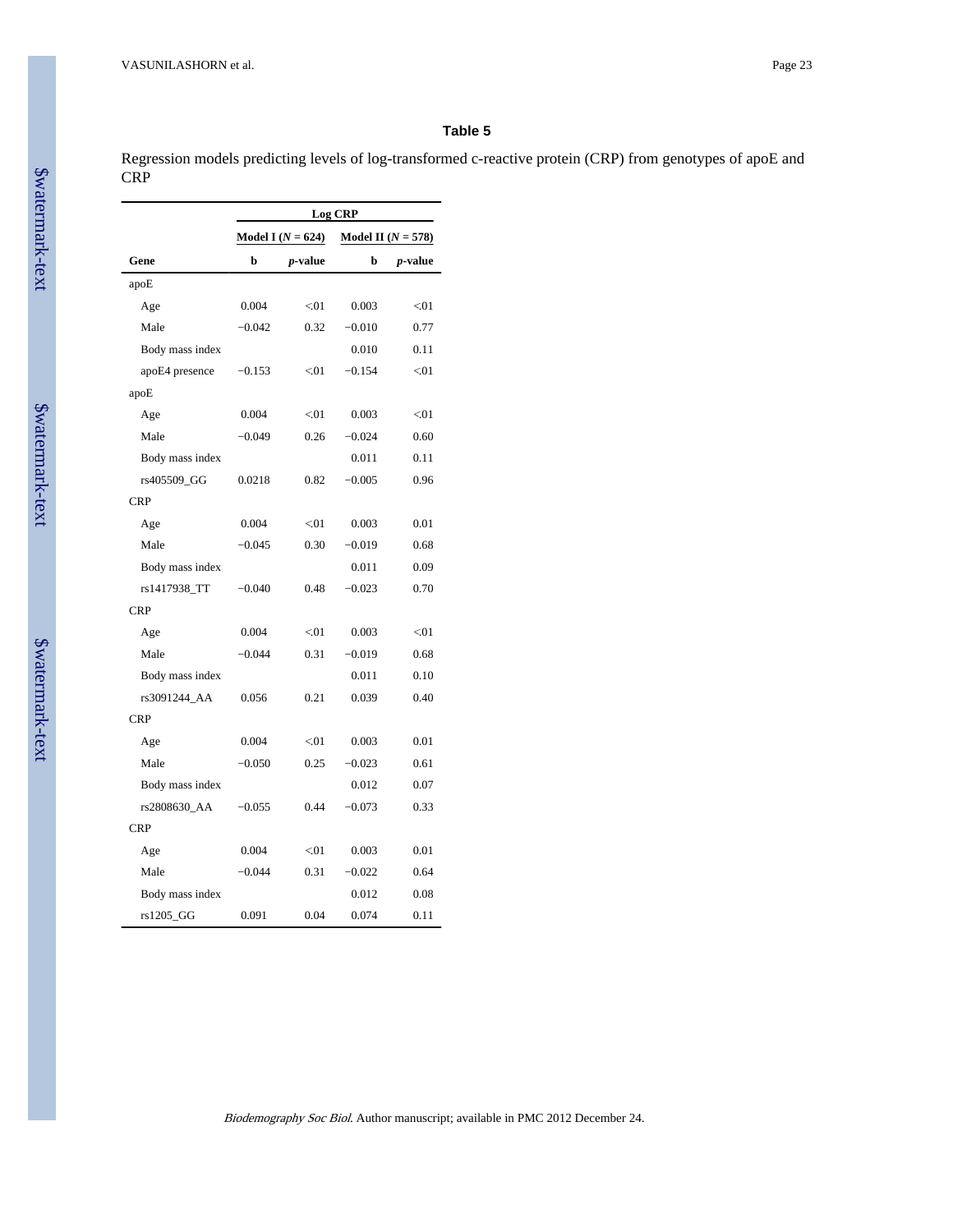**Table 5**

Regression models predicting levels of log-transformed c-reactive protein (CRP) from genotypes of apoE and CRP

| | Log CRP | | | |
|---|---|---|---|---|
| | Model I ($N = 624$) | | Model II ($N = 578$) | |
| Gene | b | *p*-value | b | *p*-value |
| apoE | | | | |
| Age | 0.004 | <.01 | 0.003 | <.01 |
| Male | −0.042 | 0.32 | −0.010 | 0.77 |
| Body mass index | | | 0.010 | 0.11 |
| apoE4 presence | −0.153 | <.01 | −0.154 | <.01 |
| apoE | | | | |
| Age | 0.004 | <.01 | 0.003 | <.01 |
| Male | −0.049 | 0.26 | −0.024 | 0.60 |
| Body mass index | | | 0.011 | 0.11 |
| rs405509_GG | 0.0218 | 0.82 | −0.005 | 0.96 |
| CRP | | | | |
| Age | 0.004 | <.01 | 0.003 | 0.01 |
| Male | −0.045 | 0.30 | −0.019 | 0.68 |
| Body mass index | | | 0.011 | 0.09 |
| rs1417938_TT | −0.040 | 0.48 | −0.023 | 0.70 |
| CRP | | | | |
| Age | 0.004 | <.01 | 0.003 | <.01 |
| Male | −0.044 | 0.31 | −0.019 | 0.68 |
| Body mass index | | | 0.011 | 0.10 |
| rs3091244_AA | 0.056 | 0.21 | 0.039 | 0.40 |
| CRP | | | | |
| Age | 0.004 | <.01 | 0.003 | 0.01 |
| Male | −0.050 | 0.25 | −0.023 | 0.61 |
| Body mass index | | | 0.012 | 0.07 |
| rs2808630_AA | −0.055 | 0.44 | −0.073 | 0.33 |
| CRP | | | | |
| Age | 0.004 | <.01 | 0.003 | 0.01 |
| Male | −0.044 | 0.31 | −0.022 | 0.64 |
| Body mass index | | | 0.012 | 0.08 |
| rs1205_GG | 0.091 | 0.04 | 0.074 | 0.11 |